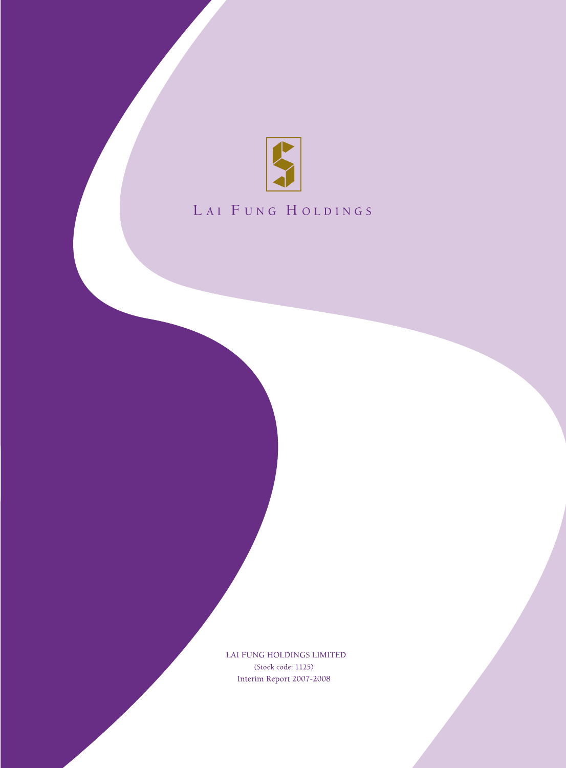LAI FUNG HOLDINGS

LAI FUNG HOLDINGS LIMITED

(Stock code: 1125)

Interim Report 2007-2008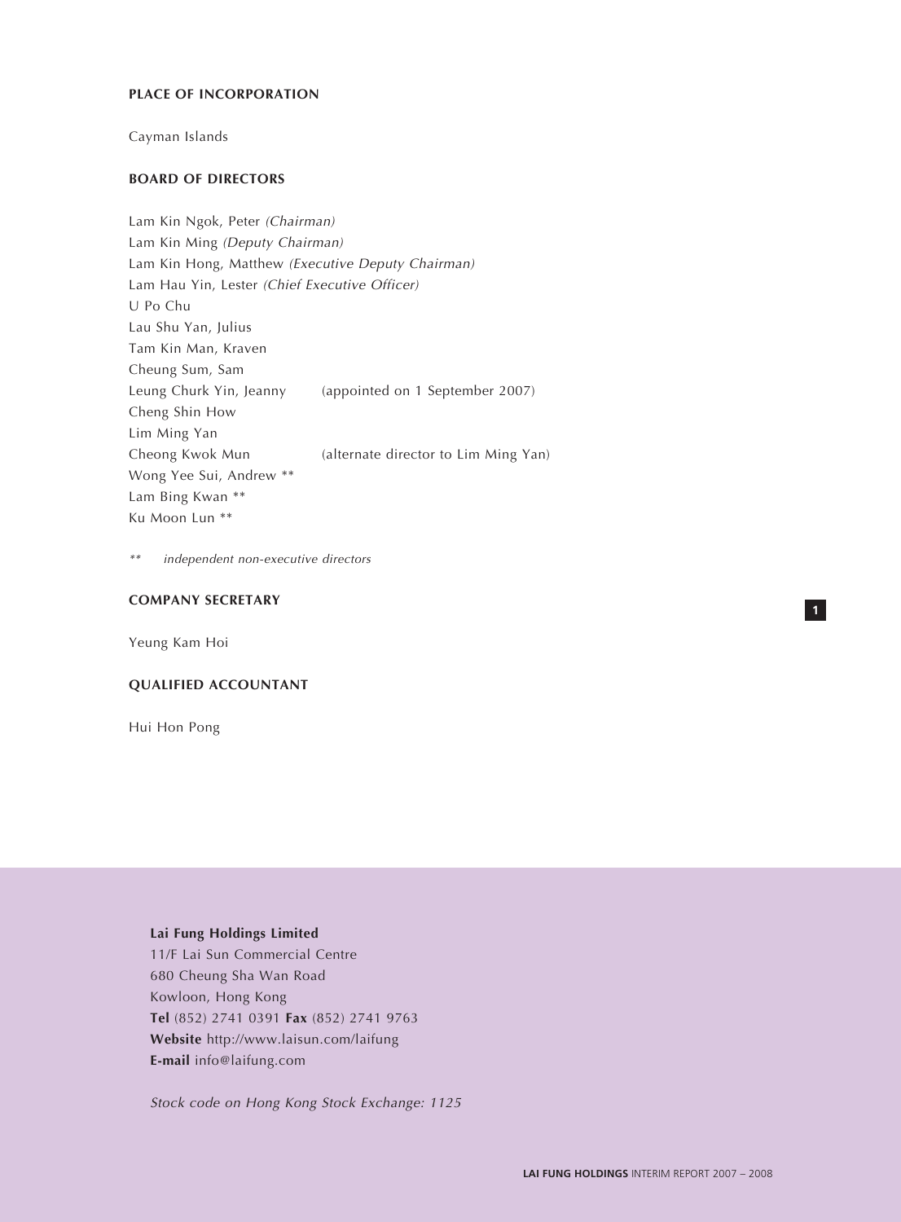## PLACE OF INCORPORATION

Cayman Islands

## BOARD OF DIRECTORS

Lam Kin Ngok, Peter *(Chairman)*
Lam Kin Ming *(Deputy Chairman)*
Lam Kin Hong, Matthew *(Executive Deputy Chairman)*
Lam Hau Yin, Lester *(Chief Executive Officer)*
U Po Chu
Lau Shu Yan, Julius
Tam Kin Man, Kraven
Cheung Sum, Sam
Leung Churk Yin, Jeanny (appointed on 1 September 2007)
Cheng Shin How
Lim Ming Yan
Cheong Kwok Mun (alternate director to Lim Ming Yan)
Wong Yee Sui, Andrew **
Lam Bing Kwan **
Ku Moon Lun **

*** independent non-executive directors*

## COMPANY SECRETARY

Yeung Kam Hoi

## QUALIFIED ACCOUNTANT

Hui Hon Pong

**Lai Fung Holdings Limited**
11/F Lai Sun Commercial Centre
680 Cheung Sha Wan Road
Kowloon, Hong Kong
**Tel** (852) 2741 0391 **Fax** (852) 2741 9763
**Website** http://www.laisun.com/laifung
**E-mail** info@laifung.com

*Stock code on Hong Kong Stock Exchange: 1125*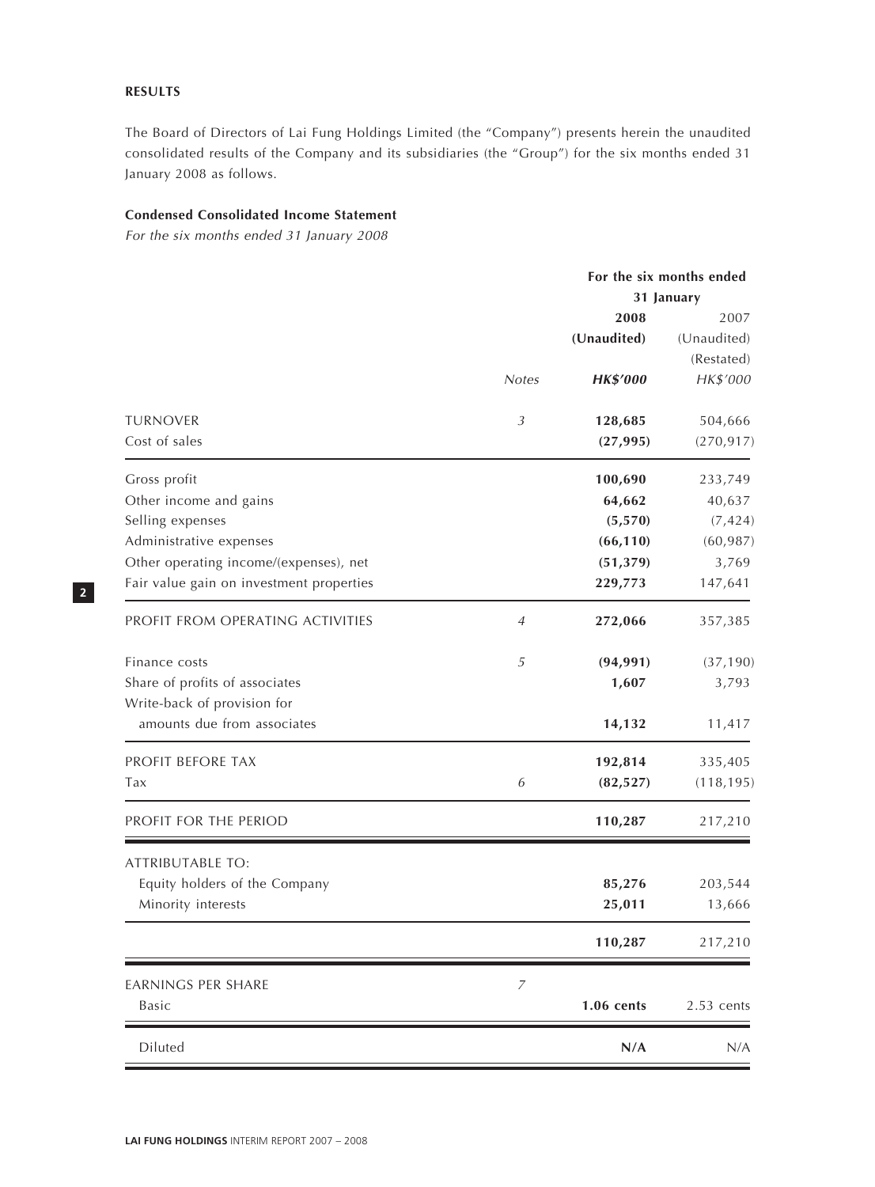**RESULTS**

The Board of Directors of Lai Fung Holdings Limited (the "Company") presents herein the unaudited consolidated results of the Company and its subsidiaries (the "Group") for the six months ended 31 January 2008 as follows.

**Condensed Consolidated Income Statement**

*For the six months ended 31 January 2008*

| | Notes | For the six months ended 31 January 2008 (Unaudited) HK$'000 | 2007 (Unaudited) (Restated) HK$'000 |
|---|---|---|---|
| TURNOVER | 3 | **128,685** | 504,666 |
| Cost of sales | | **(27,995)** | (270,917) |
| Gross profit | | **100,690** | 233,749 |
| Other income and gains | | **64,662** | 40,637 |
| Selling expenses | | **(5,570)** | (7,424) |
| Administrative expenses | | **(66,110)** | (60,987) |
| Other operating income/(expenses), net | | **(51,379)** | 3,769 |
| Fair value gain on investment properties | | **229,773** | 147,641 |
| PROFIT FROM OPERATING ACTIVITIES | 4 | **272,066** | 357,385 |
| Finance costs | 5 | **(94,991)** | (37,190) |
| Share of profits of associates | | **1,607** | 3,793 |
| Write-back of provision for amounts due from associates | | **14,132** | 11,417 |
| PROFIT BEFORE TAX | | **192,814** | 335,405 |
| Tax | 6 | **(82,527)** | (118,195) |
| PROFIT FOR THE PERIOD | | **110,287** | 217,210 |
| ATTRIBUTABLE TO: | | | |
| Equity holders of the Company | | **85,276** | 203,544 |
| Minority interests | | **25,011** | 13,666 |
| | | **110,287** | 217,210 |
| EARNINGS PER SHARE | 7 | | |
| Basic | | **1.06 cents** | 2.53 cents |
| Diluted | | **N/A** | N/A |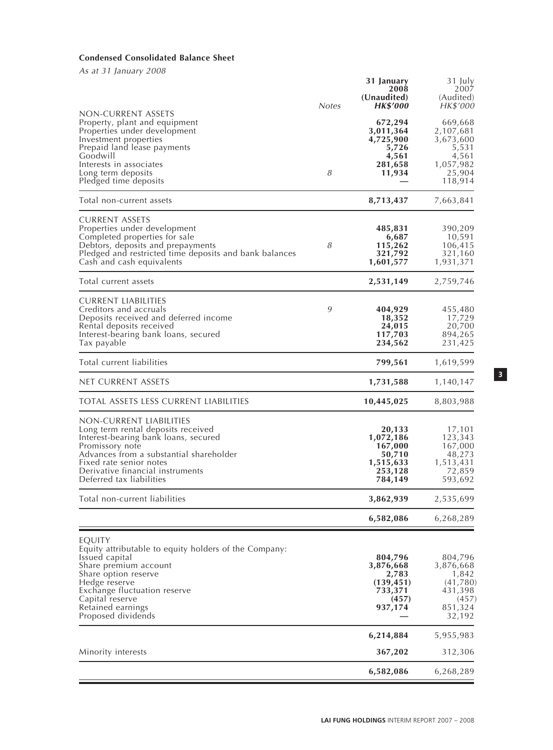**Condensed Consolidated Balance Sheet**

*As at 31 January 2008*

| | Notes | 31 January 2008 (Unaudited) HK$'000 | 31 July 2007 (Audited) HK$'000 |
|---|---|---|---|
| NON-CURRENT ASSETS | | | |
| Property, plant and equipment | | **672,294** | 669,668 |
| Properties under development | | **3,011,364** | 2,107,681 |
| Investment properties | | **4,725,900** | 3,673,600 |
| Prepaid land lease payments | | **5,726** | 5,531 |
| Goodwill | | **4,561** | 4,561 |
| Interests in associates | | **281,658** | 1,057,982 |
| Long term deposits | 8 | **11,934** | 25,904 |
| Pledged time deposits | | **—** | 118,914 |
| Total non-current assets | | **8,713,437** | 7,663,841 |
| CURRENT ASSETS | | | |
| Properties under development | | **485,831** | 390,209 |
| Completed properties for sale | | **6,687** | 10,591 |
| Debtors, deposits and prepayments | 8 | **115,262** | 106,415 |
| Pledged and restricted time deposits and bank balances | | **321,792** | 321,160 |
| Cash and cash equivalents | | **1,601,577** | 1,931,371 |
| Total current assets | | **2,531,149** | 2,759,746 |
| CURRENT LIABILITIES | | | |
| Creditors and accruals | 9 | **404,929** | 455,480 |
| Deposits received and deferred income | | **18,352** | 17,729 |
| Rental deposits received | | **24,015** | 20,700 |
| Interest-bearing bank loans, secured | | **117,703** | 894,265 |
| Tax payable | | **234,562** | 231,425 |
| Total current liabilities | | **799,561** | 1,619,599 |
| NET CURRENT ASSETS | | **1,731,588** | 1,140,147 |
| TOTAL ASSETS LESS CURRENT LIABILITIES | | **10,445,025** | 8,803,988 |
| NON-CURRENT LIABILITIES | | | |
| Long term rental deposits received | | **20,133** | 17,101 |
| Interest-bearing bank loans, secured | | **1,072,186** | 123,343 |
| Promissory note | | **167,000** | 167,000 |
| Advances from a substantial shareholder | | **50,710** | 48,273 |
| Fixed rate senior notes | | **1,515,633** | 1,513,431 |
| Derivative financial instruments | | **253,128** | 72,859 |
| Deferred tax liabilities | | **784,149** | 593,692 |
| Total non-current liabilities | | **3,862,939** | 2,535,699 |
| | | **6,582,086** | 6,268,289 |
| EQUITY | | | |
| Equity attributable to equity holders of the Company: | | | |
| Issued capital | | **804,796** | 804,796 |
| Share premium account | | **3,876,668** | 3,876,668 |
| Share option reserve | | **2,783** | 1,842 |
| Hedge reserve | | **(139,451)** | (41,780) |
| Exchange fluctuation reserve | | **733,371** | 431,398 |
| Capital reserve | | **(457)** | (457) |
| Retained earnings | | **937,174** | 851,324 |
| Proposed dividends | | **—** | 32,192 |
| | | **6,214,884** | 5,955,983 |
| Minority interests | | **367,202** | 312,306 |
| | | **6,582,086** | 6,268,289 |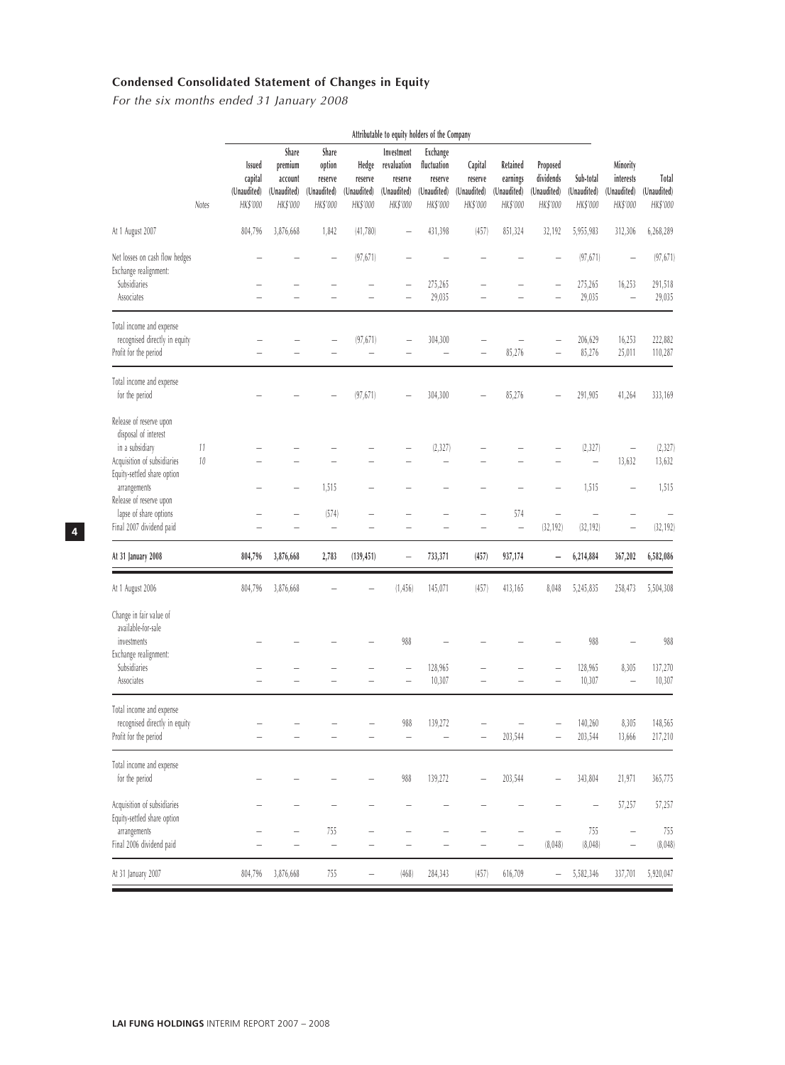## Condensed Consolidated Statement of Changes in Equity

*For the six months ended 31 January 2008*

| | Notes | Attributable to equity holders of the Company | | | | | | | | | | | |
|---|---|---|---|---|---|---|---|---|---|---|---|---|---|
| | | Issued capital (Unaudited) HK$'000 | Share premium account (Unaudited) HK$'000 | Share option reserve (Unaudited) HK$'000 | Hedge reserve (Unaudited) HK$'000 | Investment revaluation reserve (Unaudited) HK$'000 | Exchange fluctuation reserve (Unaudited) HK$'000 | Capital reserve (Unaudited) HK$'000 | Retained earnings (Unaudited) HK$'000 | Proposed dividends (Unaudited) HK$'000 | Sub-total (Unaudited) HK$'000 | Minority interests (Unaudited) HK$'000 | Total (Unaudited) HK$'000 |
| At 1 August 2007 | | 804,796 | 3,876,668 | 1,842 | (41,780) | – | 431,398 | (457) | 851,324 | 32,192 | 5,955,983 | 312,306 | 6,268,289 |
| Net losses on cash flow hedges | | – | – | – | (97,671) | – | – | – | – | – | (97,671) | – | (97,671) |
| Exchange realignment: | | | | | | | | | | | | | |
| Subsidiaries | | – | – | – | – | – | 275,265 | – | – | – | 275,265 | 16,253 | 291,518 |
| Associates | | – | – | – | – | – | 29,035 | – | – | – | 29,035 | – | 29,035 |
| Total income and expense recognised directly in equity | | – | – | – | (97,671) | – | 304,300 | – | – | – | 206,629 | 16,253 | 222,882 |
| Profit for the period | | – | – | – | – | – | – | – | 85,276 | – | 85,276 | 25,011 | 110,287 |
| Total income and expense for the period | | – | – | – | (97,671) | – | 304,300 | – | 85,276 | – | 291,905 | 41,264 | 333,169 |
| Release of reserve upon disposal of interest in a subsidiary | 11 | – | – | – | – | – | (2,327) | – | – | – | (2,327) | – | (2,327) |
| Acquisition of subsidiaries | 10 | – | – | – | – | – | – | – | – | – | – | 13,632 | 13,632 |
| Equity-settled share option arrangements | | – | – | 1,515 | – | – | – | – | – | – | 1,515 | – | 1,515 |
| Release of reserve upon lapse of share options | | – | – | (574) | – | – | – | – | 574 | – | – | – | – |
| Final 2007 dividend paid | | – | – | – | – | – | – | – | – | (32,192) | (32,192) | – | (32,192) |
| **At 31 January 2008** | | **804,796** | **3,876,668** | **2,783** | **(139,451)** | **–** | **733,371** | **(457)** | **937,174** | **–** | **6,214,884** | **367,202** | **6,582,086** |
| At 1 August 2006 | | 804,796 | 3,876,668 | – | – | (1,456) | 145,071 | (457) | 413,165 | 8,048 | 5,245,835 | 258,473 | 5,504,308 |
| Change in fair value of available-for-sale investments | | – | – | – | – | 988 | – | – | – | – | 988 | – | 988 |
| Exchange realignment: | | | | | | | | | | | | | |
| Subsidiaries | | – | – | – | – | – | 128,965 | – | – | – | 128,965 | 8,305 | 137,270 |
| Associates | | – | – | – | – | – | 10,307 | – | – | – | 10,307 | – | 10,307 |
| Total income and expense recognised directly in equity | | – | – | – | – | 988 | 139,272 | – | – | – | 140,260 | 8,305 | 148,565 |
| Profit for the period | | – | – | – | – | – | – | – | 203,544 | – | 203,544 | 13,666 | 217,210 |
| Total income and expense for the period | | – | – | – | – | 988 | 139,272 | – | 203,544 | – | 343,804 | 21,971 | 365,775 |
| Acquisition of subsidiaries | | – | – | – | – | – | – | – | – | – | – | 57,257 | 57,257 |
| Equity-settled share option arrangements | | – | – | 755 | – | – | – | – | – | – | 755 | – | 755 |
| Final 2006 dividend paid | | – | – | – | – | – | – | – | – | (8,048) | (8,048) | – | (8,048) |
| At 31 January 2007 | | 804,796 | 3,876,668 | 755 | – | (468) | 284,343 | (457) | 616,709 | – | 5,582,346 | 337,701 | 5,920,047 |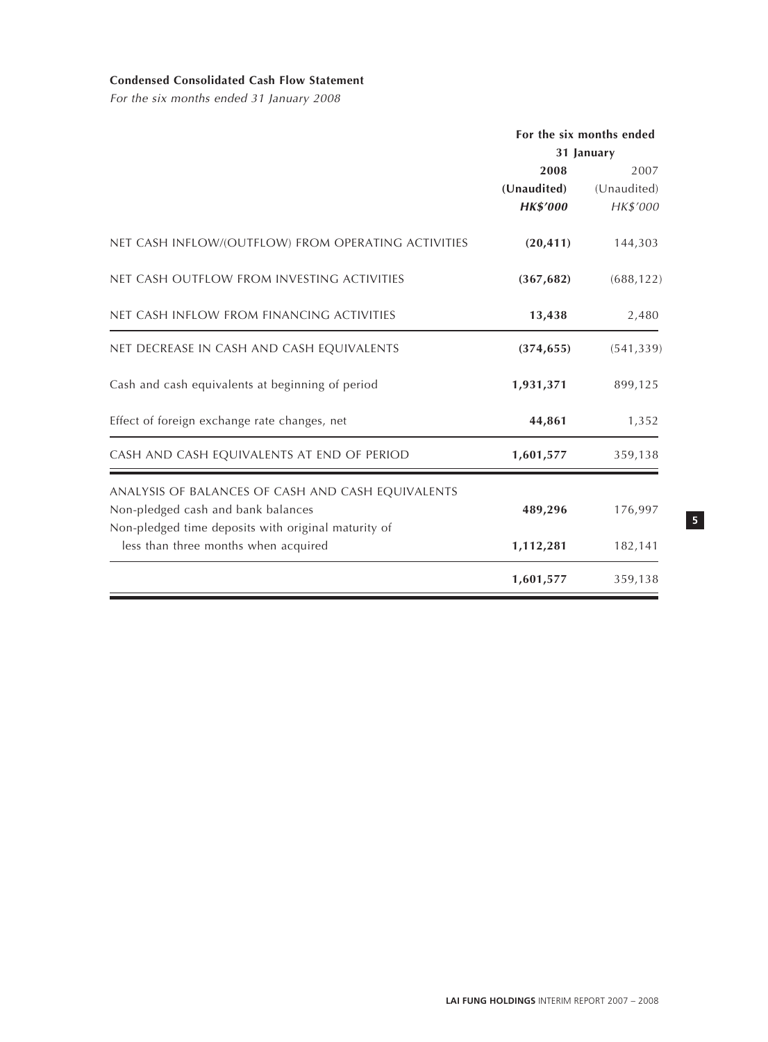**Condensed Consolidated Cash Flow Statement**

*For the six months ended 31 January 2008*

| | For the six months ended 31 January | |
|---|---|---|
| | **2008** | 2007 |
| | **(Unaudited)** | (Unaudited) |
| | ***HK$'000*** | *HK$'000* |
| NET CASH INFLOW/(OUTFLOW) FROM OPERATING ACTIVITIES | **(20,411)** | 144,303 |
| NET CASH OUTFLOW FROM INVESTING ACTIVITIES | **(367,682)** | (688,122) |
| NET CASH INFLOW FROM FINANCING ACTIVITIES | **13,438** | 2,480 |
| NET DECREASE IN CASH AND CASH EQUIVALENTS | **(374,655)** | (541,339) |
| Cash and cash equivalents at beginning of period | **1,931,371** | 899,125 |
| Effect of foreign exchange rate changes, net | **44,861** | 1,352 |
| CASH AND CASH EQUIVALENTS AT END OF PERIOD | **1,601,577** | 359,138 |
| ANALYSIS OF BALANCES OF CASH AND CASH EQUIVALENTS | | |
| Non-pledged cash and bank balances | **489,296** | 176,997 |
| Non-pledged time deposits with original maturity of less than three months when acquired | **1,112,281** | 182,141 |
| | **1,601,577** | 359,138 |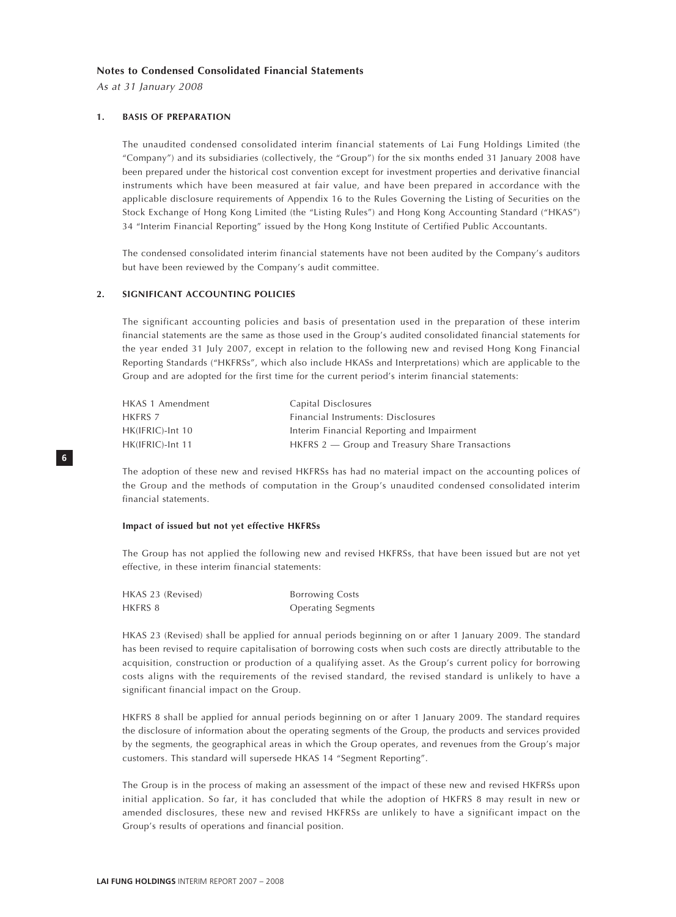## Notes to Condensed Consolidated Financial Statements

*As at 31 January 2008*

### 1. BASIS OF PREPARATION

The unaudited condensed consolidated interim financial statements of Lai Fung Holdings Limited (the "Company") and its subsidiaries (collectively, the "Group") for the six months ended 31 January 2008 have been prepared under the historical cost convention except for investment properties and derivative financial instruments which have been measured at fair value, and have been prepared in accordance with the applicable disclosure requirements of Appendix 16 to the Rules Governing the Listing of Securities on the Stock Exchange of Hong Kong Limited (the "Listing Rules") and Hong Kong Accounting Standard ("HKAS") 34 "Interim Financial Reporting" issued by the Hong Kong Institute of Certified Public Accountants.

The condensed consolidated interim financial statements have not been audited by the Company's auditors but have been reviewed by the Company's audit committee.

### 2. SIGNIFICANT ACCOUNTING POLICIES

The significant accounting policies and basis of presentation used in the preparation of these interim financial statements are the same as those used in the Group's audited consolidated financial statements for the year ended 31 July 2007, except in relation to the following new and revised Hong Kong Financial Reporting Standards ("HKFRSs", which also include HKASs and Interpretations) which are applicable to the Group and are adopted for the first time for the current period's interim financial statements:

| | |
|---|---|
| HKAS 1 Amendment | Capital Disclosures |
| HKFRS 7 | Financial Instruments: Disclosures |
| HK(IFRIC)-Int 10 | Interim Financial Reporting and Impairment |
| HK(IFRIC)-Int 11 | HKFRS 2 — Group and Treasury Share Transactions |

The adoption of these new and revised HKFRSs has had no material impact on the accounting polices of the Group and the methods of computation in the Group's unaudited condensed consolidated interim financial statements.

**Impact of issued but not yet effective HKFRSs**

The Group has not applied the following new and revised HKFRSs, that have been issued but are not yet effective, in these interim financial statements:

| | |
|---|---|
| HKAS 23 (Revised) | Borrowing Costs |
| HKFRS 8 | Operating Segments |

HKAS 23 (Revised) shall be applied for annual periods beginning on or after 1 January 2009. The standard has been revised to require capitalisation of borrowing costs when such costs are directly attributable to the acquisition, construction or production of a qualifying asset. As the Group's current policy for borrowing costs aligns with the requirements of the revised standard, the revised standard is unlikely to have a significant financial impact on the Group.

HKFRS 8 shall be applied for annual periods beginning on or after 1 January 2009. The standard requires the disclosure of information about the operating segments of the Group, the products and services provided by the segments, the geographical areas in which the Group operates, and revenues from the Group's major customers. This standard will supersede HKAS 14 "Segment Reporting".

The Group is in the process of making an assessment of the impact of these new and revised HKFRSs upon initial application. So far, it has concluded that while the adoption of HKFRS 8 may result in new or amended disclosures, these new and revised HKFRSs are unlikely to have a significant impact on the Group's results of operations and financial position.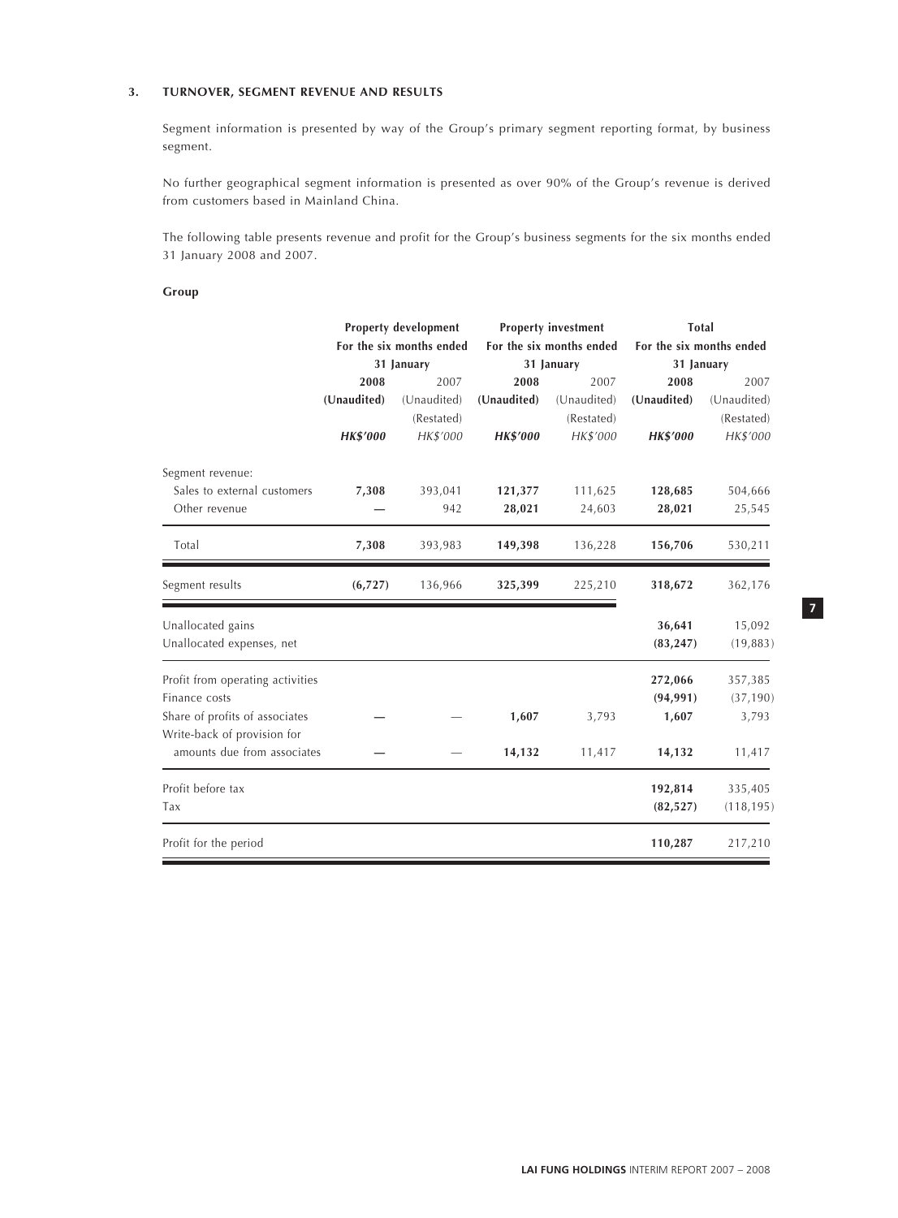### 3. TURNOVER, SEGMENT REVENUE AND RESULTS

Segment information is presented by way of the Group's primary segment reporting format, by business segment.

No further geographical segment information is presented as over 90% of the Group's revenue is derived from customers based in Mainland China.

The following table presents revenue and profit for the Group's business segments for the six months ended 31 January 2008 and 2007.

**Group**

| | Property development | | Property investment | | Total | |
|---|---|---|---|---|---|---|
| | For the six months ended 31 January | | For the six months ended 31 January | | For the six months ended 31 January | |
| | **2008** | 2007 | **2008** | 2007 | **2008** | 2007 |
| | **(Unaudited)** | (Unaudited) (Restated) | **(Unaudited)** | (Unaudited) (Restated) | **(Unaudited)** | (Unaudited) (Restated) |
| | ***HK$'000*** | *HK$'000* | ***HK$'000*** | *HK$'000* | ***HK$'000*** | *HK$'000* |
| Segment revenue: | | | | | | |
| Sales to external customers | **7,308** | 393,041 | **121,377** | 111,625 | **128,685** | 504,666 |
| Other revenue | **—** | 942 | **28,021** | 24,603 | **28,021** | 25,545 |
| Total | **7,308** | 393,983 | **149,398** | 136,228 | **156,706** | 530,211 |
| Segment results | **(6,727)** | 136,966 | **325,399** | 225,210 | **318,672** | 362,176 |
| Unallocated gains | | | | | **36,641** | 15,092 |
| Unallocated expenses, net | | | | | **(83,247)** | (19,883) |
| Profit from operating activities | | | | | **272,066** | 357,385 |
| Finance costs | | | | | **(94,991)** | (37,190) |
| Share of profits of associates | **—** | — | **1,607** | 3,793 | **1,607** | 3,793 |
| Write-back of provision for amounts due from associates | **—** | — | **14,132** | 11,417 | **14,132** | 11,417 |
| Profit before tax | | | | | **192,814** | 335,405 |
| Tax | | | | | **(82,527)** | (118,195) |
| Profit for the period | | | | | **110,287** | 217,210 |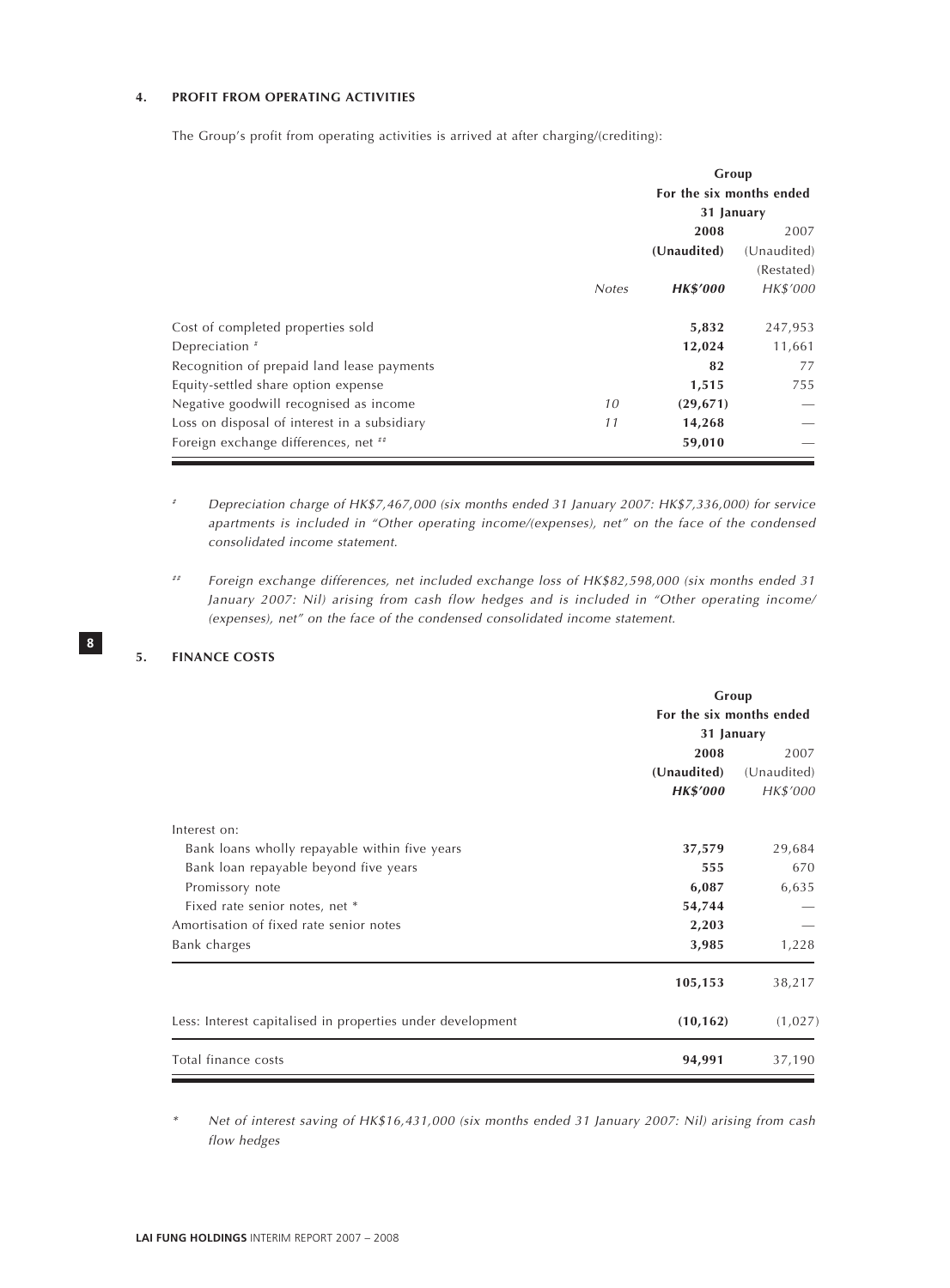## 4. PROFIT FROM OPERATING ACTIVITIES

The Group's profit from operating activities is arrived at after charging/(crediting):

| | | Group | |
|---|---|---|---|
| | | For the six months ended 31 January | |
| | | **2008** | 2007 |
| | | **(Unaudited)** | (Unaudited) (Restated) |
| | *Notes* | ***HK$'000*** | *HK$'000* |
| Cost of completed properties sold | | **5,832** | 247,953 |
| Depreciation # | | **12,024** | 11,661 |
| Recognition of prepaid land lease payments | | **82** | 77 |
| Equity-settled share option expense | | **1,515** | 755 |
| Negative goodwill recognised as income | *10* | **(29,671)** | — |
| Loss on disposal of interest in a subsidiary | *11* | **14,268** | — |
| Foreign exchange differences, net ## | | **59,010** | — |

\# *Depreciation charge of HK$7,467,000 (six months ended 31 January 2007: HK$7,336,000) for service apartments is included in "Other operating income/(expenses), net" on the face of the condensed consolidated income statement.*

\## *Foreign exchange differences, net included exchange loss of HK$82,598,000 (six months ended 31 January 2007: Nil) arising from cash flow hedges and is included in "Other operating income/ (expenses), net" on the face of the condensed consolidated income statement.*

## 5. FINANCE COSTS

| | Group | |
|---|---|---|
| | For the six months ended 31 January | |
| | **2008** | 2007 |
| | **(Unaudited)** | (Unaudited) |
| | ***HK$'000*** | *HK$'000* |
| Interest on: | | |
| Bank loans wholly repayable within five years | **37,579** | 29,684 |
| Bank loan repayable beyond five years | **555** | 670 |
| Promissory note | **6,087** | 6,635 |
| Fixed rate senior notes, net * | **54,744** | — |
| Amortisation of fixed rate senior notes | **2,203** | — |
| Bank charges | **3,985** | 1,228 |
| | **105,153** | 38,217 |
| Less: Interest capitalised in properties under development | **(10,162)** | (1,027) |
| Total finance costs | **94,991** | 37,190 |

\* *Net of interest saving of HK$16,431,000 (six months ended 31 January 2007: Nil) arising from cash flow hedges*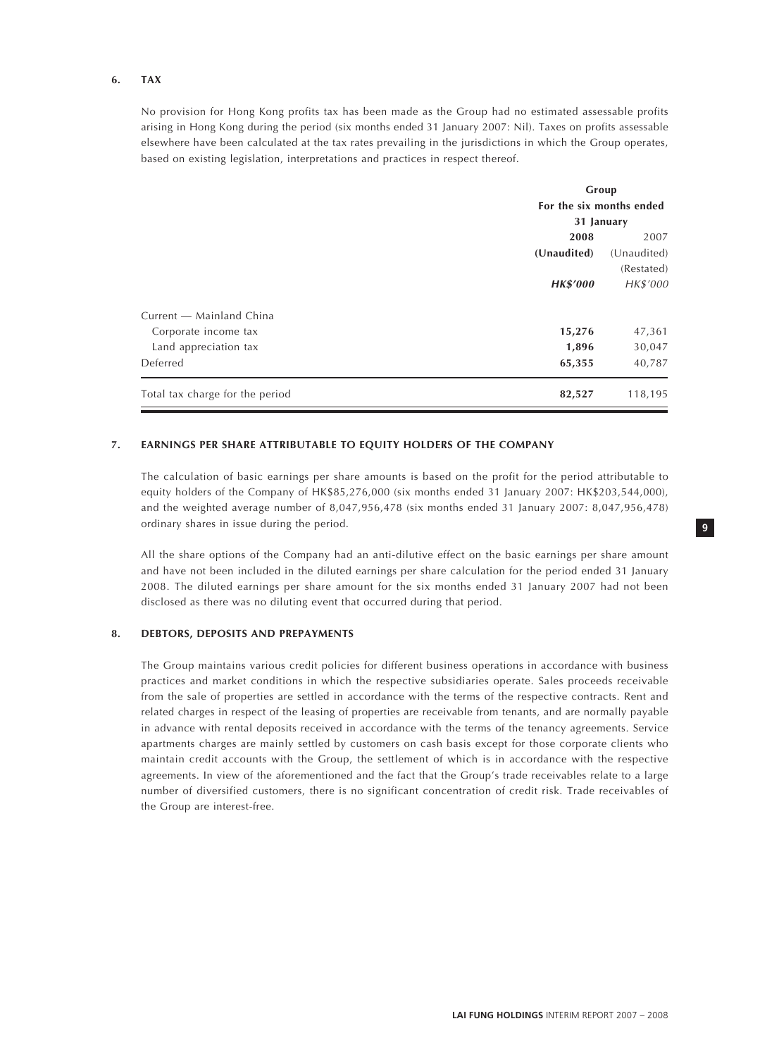### 6. TAX

No provision for Hong Kong profits tax has been made as the Group had no estimated assessable profits arising in Hong Kong during the period (six months ended 31 January 2007: Nil). Taxes on profits assessable elsewhere have been calculated at the tax rates prevailing in the jurisdictions in which the Group operates, based on existing legislation, interpretations and practices in respect thereof.

| | Group | |
|---|---|---|
| | For the six months ended 31 January | |
| | **2008** | 2007 |
| | **(Unaudited)** | (Unaudited) (Restated) |
| | ***HK$'000*** | *HK$'000* |
| Current — Mainland China | | |
| Corporate income tax | **15,276** | 47,361 |
| Land appreciation tax | **1,896** | 30,047 |
| Deferred | **65,355** | 40,787 |
| Total tax charge for the period | **82,527** | 118,195 |

### 7. EARNINGS PER SHARE ATTRIBUTABLE TO EQUITY HOLDERS OF THE COMPANY

The calculation of basic earnings per share amounts is based on the profit for the period attributable to equity holders of the Company of HK$85,276,000 (six months ended 31 January 2007: HK$203,544,000), and the weighted average number of 8,047,956,478 (six months ended 31 January 2007: 8,047,956,478) ordinary shares in issue during the period.

All the share options of the Company had an anti-dilutive effect on the basic earnings per share amount and have not been included in the diluted earnings per share calculation for the period ended 31 January 2008. The diluted earnings per share amount for the six months ended 31 January 2007 had not been disclosed as there was no diluting event that occurred during that period.

### 8. DEBTORS, DEPOSITS AND PREPAYMENTS

The Group maintains various credit policies for different business operations in accordance with business practices and market conditions in which the respective subsidiaries operate. Sales proceeds receivable from the sale of properties are settled in accordance with the terms of the respective contracts. Rent and related charges in respect of the leasing of properties are receivable from tenants, and are normally payable in advance with rental deposits received in accordance with the terms of the tenancy agreements. Service apartments charges are mainly settled by customers on cash basis except for those corporate clients who maintain credit accounts with the Group, the settlement of which is in accordance with the respective agreements. In view of the aforementioned and the fact that the Group's trade receivables relate to a large number of diversified customers, there is no significant concentration of credit risk. Trade receivables of the Group are interest-free.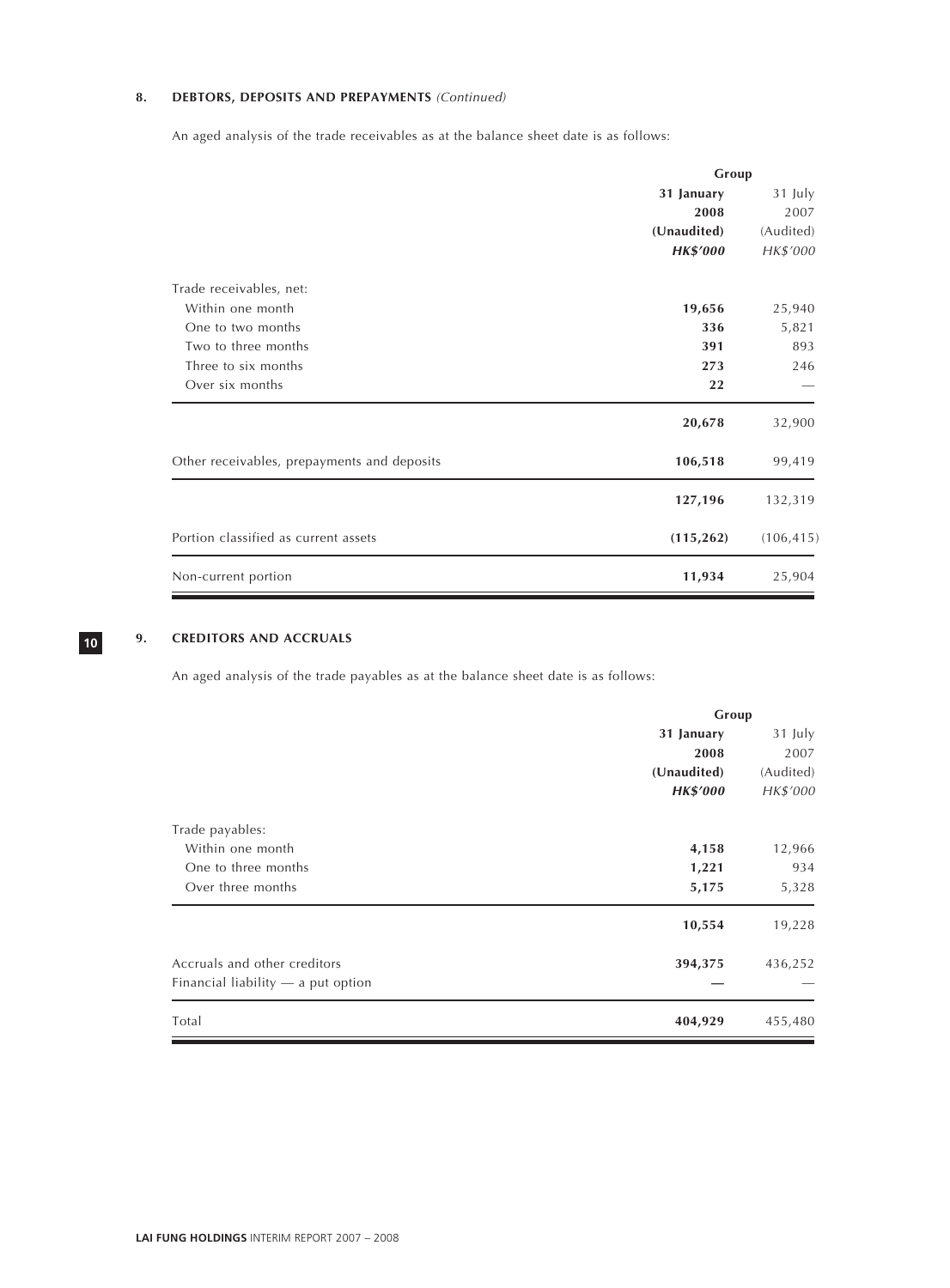## 8. DEBTORS, DEPOSITS AND PREPAYMENTS *(Continued)*

An aged analysis of the trade receivables as at the balance sheet date is as follows:

| | Group | |
|---|---|---|
| | **31 January 2008** | 31 July 2007 |
| | **(Unaudited)** | (Audited) |
| | ***HK$'000*** | *HK$'000* |
| Trade receivables, net: | | |
| Within one month | **19,656** | 25,940 |
| One to two months | **336** | 5,821 |
| Two to three months | **391** | 893 |
| Three to six months | **273** | 246 |
| Over six months | **22** | — |
| | **20,678** | 32,900 |
| Other receivables, prepayments and deposits | **106,518** | 99,419 |
| | **127,196** | 132,319 |
| Portion classified as current assets | **(115,262)** | (106,415) |
| Non-current portion | **11,934** | 25,904 |

## 9. CREDITORS AND ACCRUALS

An aged analysis of the trade payables as at the balance sheet date is as follows:

| | Group | |
|---|---|---|
| | **31 January 2008** | 31 July 2007 |
| | **(Unaudited)** | (Audited) |
| | ***HK$'000*** | *HK$'000* |
| Trade payables: | | |
| Within one month | **4,158** | 12,966 |
| One to three months | **1,221** | 934 |
| Over three months | **5,175** | 5,328 |
| | **10,554** | 19,228 |
| Accruals and other creditors | **394,375** | 436,252 |
| Financial liability — a put option | **—** | — |
| Total | **404,929** | 455,480 |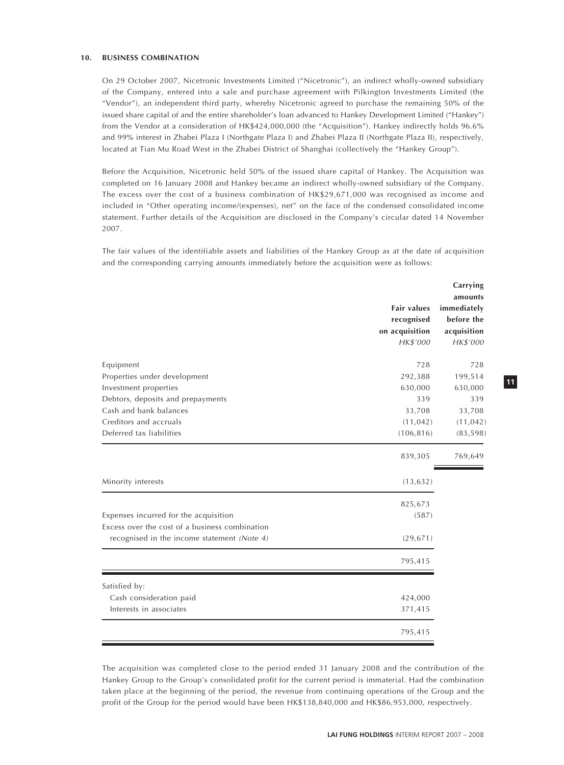## 10. BUSINESS COMBINATION

On 29 October 2007, Nicetronic Investments Limited ("Nicetronic"), an indirect wholly-owned subsidiary of the Company, entered into a sale and purchase agreement with Pilkington Investments Limited (the "Vendor"), an independent third party, whereby Nicetronic agreed to purchase the remaining 50% of the issued share capital of and the entire shareholder's loan advanced to Hankey Development Limited ("Hankey") from the Vendor at a consideration of HK$424,000,000 (the "Acquisition"). Hankey indirectly holds 96.6% and 99% interest in Zhabei Plaza I (Northgate Plaza I) and Zhabei Plaza II (Northgate Plaza II), respectively, located at Tian Mu Road West in the Zhabei District of Shanghai (collectively the "Hankey Group").

Before the Acquisition, Nicetronic held 50% of the issued share capital of Hankey. The Acquisition was completed on 16 January 2008 and Hankey became an indirect wholly-owned subsidiary of the Company. The excess over the cost of a business combination of HK$29,671,000 was recognised as income and included in "Other operating income/(expenses), net" on the face of the condensed consolidated income statement. Further details of the Acquisition are disclosed in the Company's circular dated 14 November 2007.

The fair values of the identifiable assets and liabilities of the Hankey Group as at the date of acquisition and the corresponding carrying amounts immediately before the acquisition were as follows:

| | Fair values recognised on acquisition<br>*HK$'000* | Carrying amounts immediately before the acquisition<br>*HK$'000* |
|---|---|---|
| Equipment | 728 | 728 |
| Properties under development | 292,388 | 199,514 |
| Investment properties | 630,000 | 630,000 |
| Debtors, deposits and prepayments | 339 | 339 |
| Cash and bank balances | 33,708 | 33,708 |
| Creditors and accruals | (11,042) | (11,042) |
| Deferred tax liabilities | (106,816) | (83,598) |
| | 839,305 | 769,649 |
| Minority interests | (13,632) | |
| | 825,673 | |
| Expenses incurred for the acquisition | (587) | |
| Excess over the cost of a business combination recognised in the income statement *(Note 4)* | (29,671) | |
| | 795,415 | |
| Satisfied by: | | |
| Cash consideration paid | 424,000 | |
| Interests in associates | 371,415 | |
| | 795,415 | |

The acquisition was completed close to the period ended 31 January 2008 and the contribution of the Hankey Group to the Group's consolidated profit for the current period is immaterial. Had the combination taken place at the beginning of the period, the revenue from continuing operations of the Group and the profit of the Group for the period would have been HK$138,840,000 and HK$86,953,000, respectively.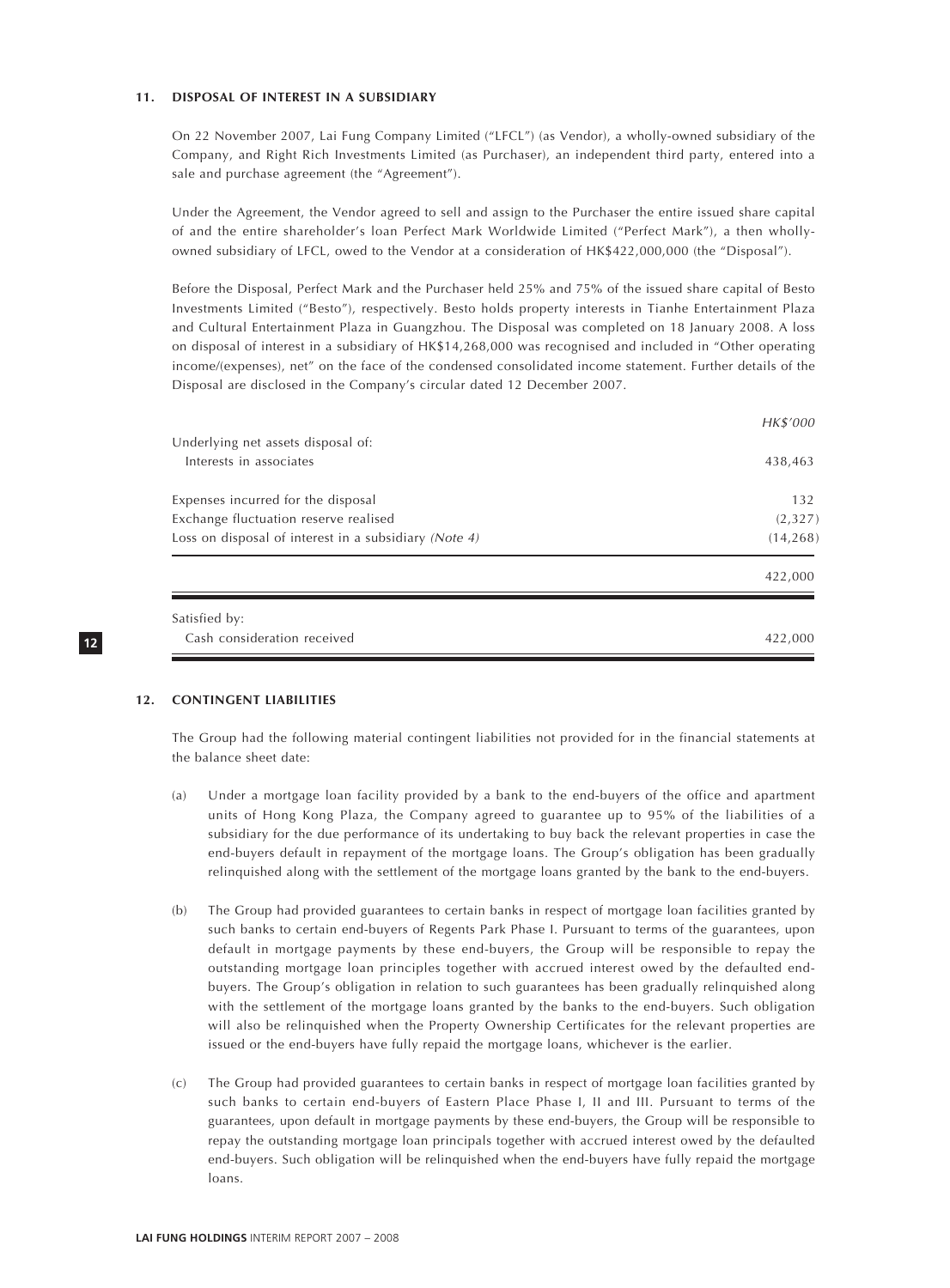### 11. DISPOSAL OF INTEREST IN A SUBSIDIARY

On 22 November 2007, Lai Fung Company Limited ("LFCL") (as Vendor), a wholly-owned subsidiary of the Company, and Right Rich Investments Limited (as Purchaser), an independent third party, entered into a sale and purchase agreement (the "Agreement").

Under the Agreement, the Vendor agreed to sell and assign to the Purchaser the entire issued share capital of and the entire shareholder's loan Perfect Mark Worldwide Limited ("Perfect Mark"), a then wholly-owned subsidiary of LFCL, owed to the Vendor at a consideration of HK$422,000,000 (the "Disposal").

Before the Disposal, Perfect Mark and the Purchaser held 25% and 75% of the issued share capital of Besto Investments Limited ("Besto"), respectively. Besto holds property interests in Tianhe Entertainment Plaza and Cultural Entertainment Plaza in Guangzhou. The Disposal was completed on 18 January 2008. A loss on disposal of interest in a subsidiary of HK$14,268,000 was recognised and included in "Other operating income/(expenses), net" on the face of the condensed consolidated income statement. Further details of the Disposal are disclosed in the Company's circular dated 12 December 2007.

| | *HK$'000* |
|---|---|
| Underlying net assets disposal of: | |
| Interests in associates | 438,463 |
| | |
| Expenses incurred for the disposal | 132 |
| Exchange fluctuation reserve realised | (2,327) |
| Loss on disposal of interest in a subsidiary *(Note 4)* | (14,268) |
| | 422,000 |
| Satisfied by: | |
| Cash consideration received | 422,000 |

### 12. CONTINGENT LIABILITIES

The Group had the following material contingent liabilities not provided for in the financial statements at the balance sheet date:

(a) Under a mortgage loan facility provided by a bank to the end-buyers of the office and apartment units of Hong Kong Plaza, the Company agreed to guarantee up to 95% of the liabilities of a subsidiary for the due performance of its undertaking to buy back the relevant properties in case the end-buyers default in repayment of the mortgage loans. The Group's obligation has been gradually relinquished along with the settlement of the mortgage loans granted by the bank to the end-buyers.

(b) The Group had provided guarantees to certain banks in respect of mortgage loan facilities granted by such banks to certain end-buyers of Regents Park Phase I. Pursuant to terms of the guarantees, upon default in mortgage payments by these end-buyers, the Group will be responsible to repay the outstanding mortgage loan principles together with accrued interest owed by the defaulted end-buyers. The Group's obligation in relation to such guarantees has been gradually relinquished along with the settlement of the mortgage loans granted by the banks to the end-buyers. Such obligation will also be relinquished when the Property Ownership Certificates for the relevant properties are issued or the end-buyers have fully repaid the mortgage loans, whichever is the earlier.

(c) The Group had provided guarantees to certain banks in respect of mortgage loan facilities granted by such banks to certain end-buyers of Eastern Place Phase I, II and III. Pursuant to terms of the guarantees, upon default in mortgage payments by these end-buyers, the Group will be responsible to repay the outstanding mortgage loan principals together with accrued interest owed by the defaulted end-buyers. Such obligation will be relinquished when the end-buyers have fully repaid the mortgage loans.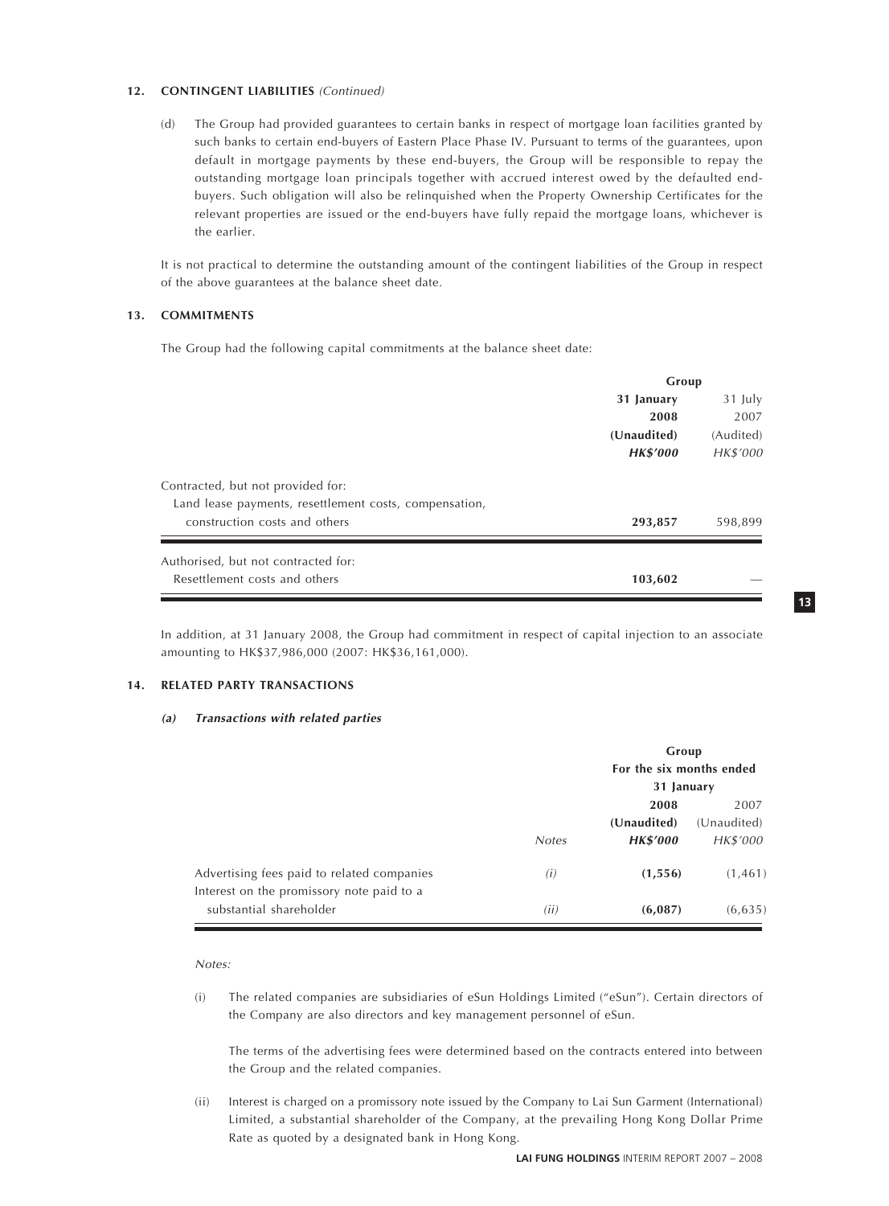## 12. CONTINGENT LIABILITIES *(Continued)*

(d) The Group had provided guarantees to certain banks in respect of mortgage loan facilities granted by such banks to certain end-buyers of Eastern Place Phase IV. Pursuant to terms of the guarantees, upon default in mortgage payments by these end-buyers, the Group will be responsible to repay the outstanding mortgage loan principals together with accrued interest owed by the defaulted end-buyers. Such obligation will also be relinquished when the Property Ownership Certificates for the relevant properties are issued or the end-buyers have fully repaid the mortgage loans, whichever is the earlier.

It is not practical to determine the outstanding amount of the contingent liabilities of the Group in respect of the above guarantees at the balance sheet date.

## 13. COMMITMENTS

The Group had the following capital commitments at the balance sheet date:

| | Group | |
|---|---|---|
| | **31 January 2008** | 31 July 2007 |
| | **(Unaudited)** | (Audited) |
| | ***HK$'000*** | *HK$'000* |
| Contracted, but not provided for: | | |
| Land lease payments, resettlement costs, compensation, construction costs and others | **293,857** | 598,899 |
| Authorised, but not contracted for: | | |
| Resettlement costs and others | **103,602** | — |

In addition, at 31 January 2008, the Group had commitment in respect of capital injection to an associate amounting to HK$37,986,000 (2007: HK$36,161,000).

## 14. RELATED PARTY TRANSACTIONS

### *(a) Transactions with related parties*

| | | Group | |
|---|---|---|---|
| | | For the six months ended 31 January | |
| | | **2008** | 2007 |
| | | **(Unaudited)** | (Unaudited) |
| | *Notes* | ***HK$'000*** | *HK$'000* |
| Advertising fees paid to related companies | *(i)* | **(1,556)** | (1,461) |
| Interest on the promissory note paid to a substantial shareholder | *(ii)* | **(6,087)** | (6,635) |

*Notes:*

(i) The related companies are subsidiaries of eSun Holdings Limited ("eSun"). Certain directors of the Company are also directors and key management personnel of eSun.

The terms of the advertising fees were determined based on the contracts entered into between the Group and the related companies.

(ii) Interest is charged on a promissory note issued by the Company to Lai Sun Garment (International) Limited, a substantial shareholder of the Company, at the prevailing Hong Kong Dollar Prime Rate as quoted by a designated bank in Hong Kong.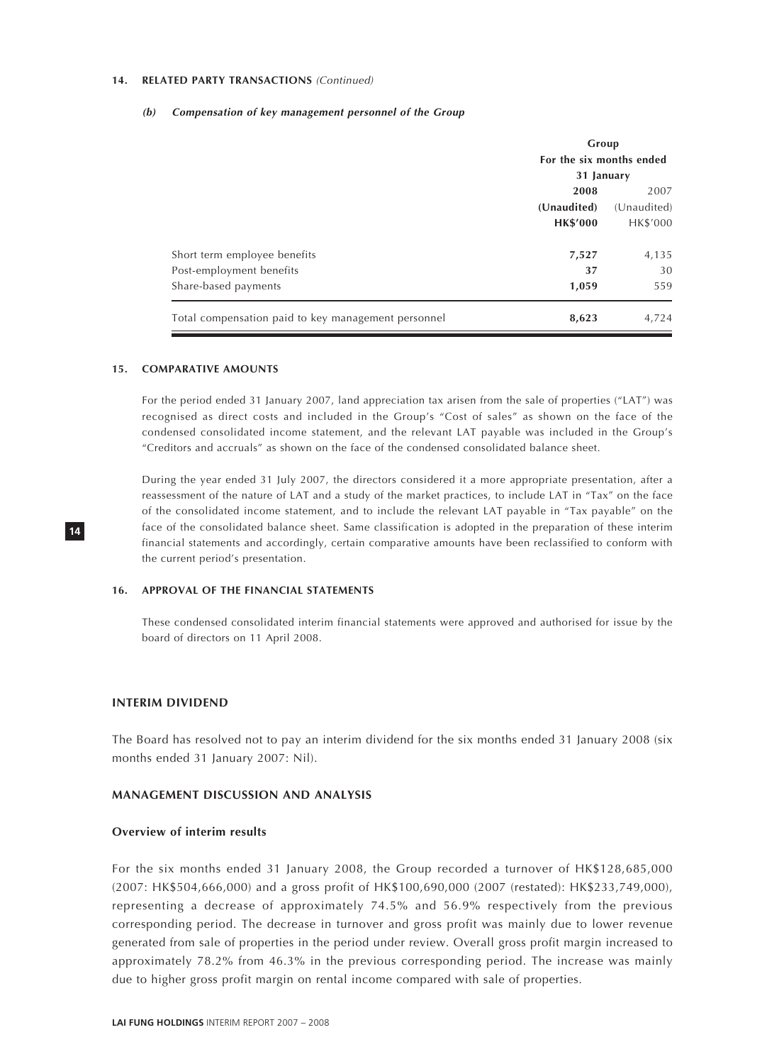**14. RELATED PARTY TRANSACTIONS** *(Continued)*

***(b) Compensation of key management personnel of the Group***

| | Group | |
|---|---|---|
| | For the six months ended 31 January | |
| | **2008** | 2007 |
| | **(Unaudited)** | (Unaudited) |
| | **HK$'000** | HK$'000 |
| Short term employee benefits | **7,527** | 4,135 |
| Post-employment benefits | **37** | 30 |
| Share-based payments | **1,059** | 559 |
| Total compensation paid to key management personnel | **8,623** | 4,724 |

**15. COMPARATIVE AMOUNTS**

For the period ended 31 January 2007, land appreciation tax arisen from the sale of properties ("LAT") was recognised as direct costs and included in the Group's "Cost of sales" as shown on the face of the condensed consolidated income statement, and the relevant LAT payable was included in the Group's "Creditors and accruals" as shown on the face of the condensed consolidated balance sheet.

During the year ended 31 July 2007, the directors considered it a more appropriate presentation, after a reassessment of the nature of LAT and a study of the market practices, to include LAT in "Tax" on the face of the consolidated income statement, and to include the relevant LAT payable in "Tax payable" on the face of the consolidated balance sheet. Same classification is adopted in the preparation of these interim financial statements and accordingly, certain comparative amounts have been reclassified to conform with the current period's presentation.

**16. APPROVAL OF THE FINANCIAL STATEMENTS**

These condensed consolidated interim financial statements were approved and authorised for issue by the board of directors on 11 April 2008.

## INTERIM DIVIDEND

The Board has resolved not to pay an interim dividend for the six months ended 31 January 2008 (six months ended 31 January 2007: Nil).

## MANAGEMENT DISCUSSION AND ANALYSIS

### Overview of interim results

For the six months ended 31 January 2008, the Group recorded a turnover of HK$128,685,000 (2007: HK$504,666,000) and a gross profit of HK$100,690,000 (2007 (restated): HK$233,749,000), representing a decrease of approximately 74.5% and 56.9% respectively from the previous corresponding period. The decrease in turnover and gross profit was mainly due to lower revenue generated from sale of properties in the period under review. Overall gross profit margin increased to approximately 78.2% from 46.3% in the previous corresponding period. The increase was mainly due to higher gross profit margin on rental income compared with sale of properties.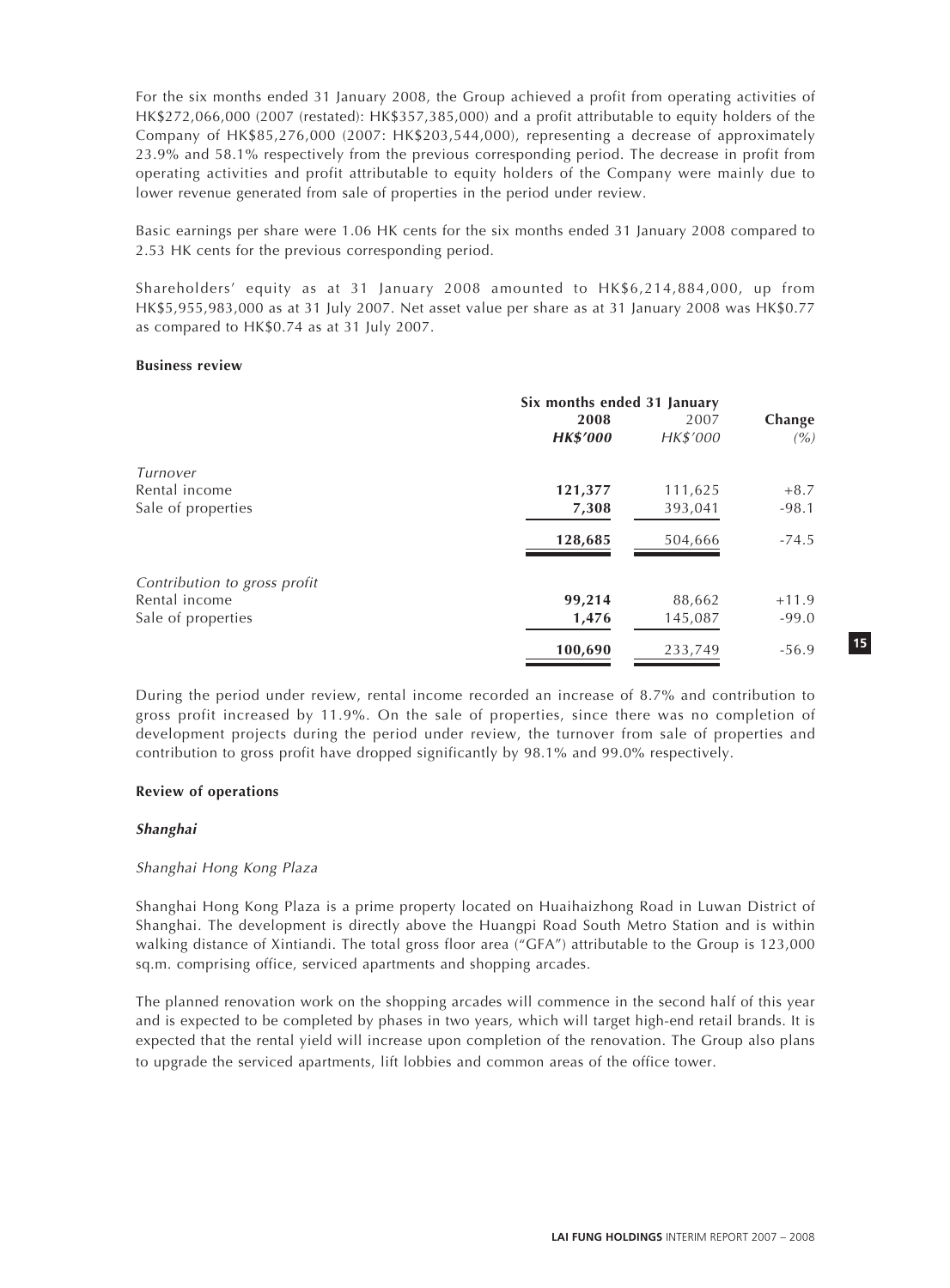For the six months ended 31 January 2008, the Group achieved a profit from operating activities of HK$272,066,000 (2007 (restated): HK$357,385,000) and a profit attributable to equity holders of the Company of HK$85,276,000 (2007: HK$203,544,000), representing a decrease of approximately 23.9% and 58.1% respectively from the previous corresponding period. The decrease in profit from operating activities and profit attributable to equity holders of the Company were mainly due to lower revenue generated from sale of properties in the period under review.

Basic earnings per share were 1.06 HK cents for the six months ended 31 January 2008 compared to 2.53 HK cents for the previous corresponding period.

Shareholders' equity as at 31 January 2008 amounted to HK$6,214,884,000, up from HK$5,955,983,000 as at 31 July 2007. Net asset value per share as at 31 January 2008 was HK$0.77 as compared to HK$0.74 as at 31 July 2007.

**Business review**

| | Six months ended 31 January | | |
|---|---|---|---|
| | **2008** | 2007 | **Change** |
| | ***HK$'000*** | *HK$'000* | *(%)* |
| *Turnover* | | | |
| Rental income | **121,377** | 111,625 | +8.7 |
| Sale of properties | **7,308** | 393,041 | -98.1 |
| | **128,685** | 504,666 | -74.5 |
| *Contribution to gross profit* | | | |
| Rental income | **99,214** | 88,662 | +11.9 |
| Sale of properties | **1,476** | 145,087 | -99.0 |
| | **100,690** | 233,749 | -56.9 |

During the period under review, rental income recorded an increase of 8.7% and contribution to gross profit increased by 11.9%. On the sale of properties, since there was no completion of development projects during the period under review, the turnover from sale of properties and contribution to gross profit have dropped significantly by 98.1% and 99.0% respectively.

**Review of operations**

***Shanghai***

*Shanghai Hong Kong Plaza*

Shanghai Hong Kong Plaza is a prime property located on Huaihaizhong Road in Luwan District of Shanghai. The development is directly above the Huangpi Road South Metro Station and is within walking distance of Xintiandi. The total gross floor area ("GFA") attributable to the Group is 123,000 sq.m. comprising office, serviced apartments and shopping arcades.

The planned renovation work on the shopping arcades will commence in the second half of this year and is expected to be completed by phases in two years, which will target high-end retail brands. It is expected that the rental yield will increase upon completion of the renovation. The Group also plans to upgrade the serviced apartments, lift lobbies and common areas of the office tower.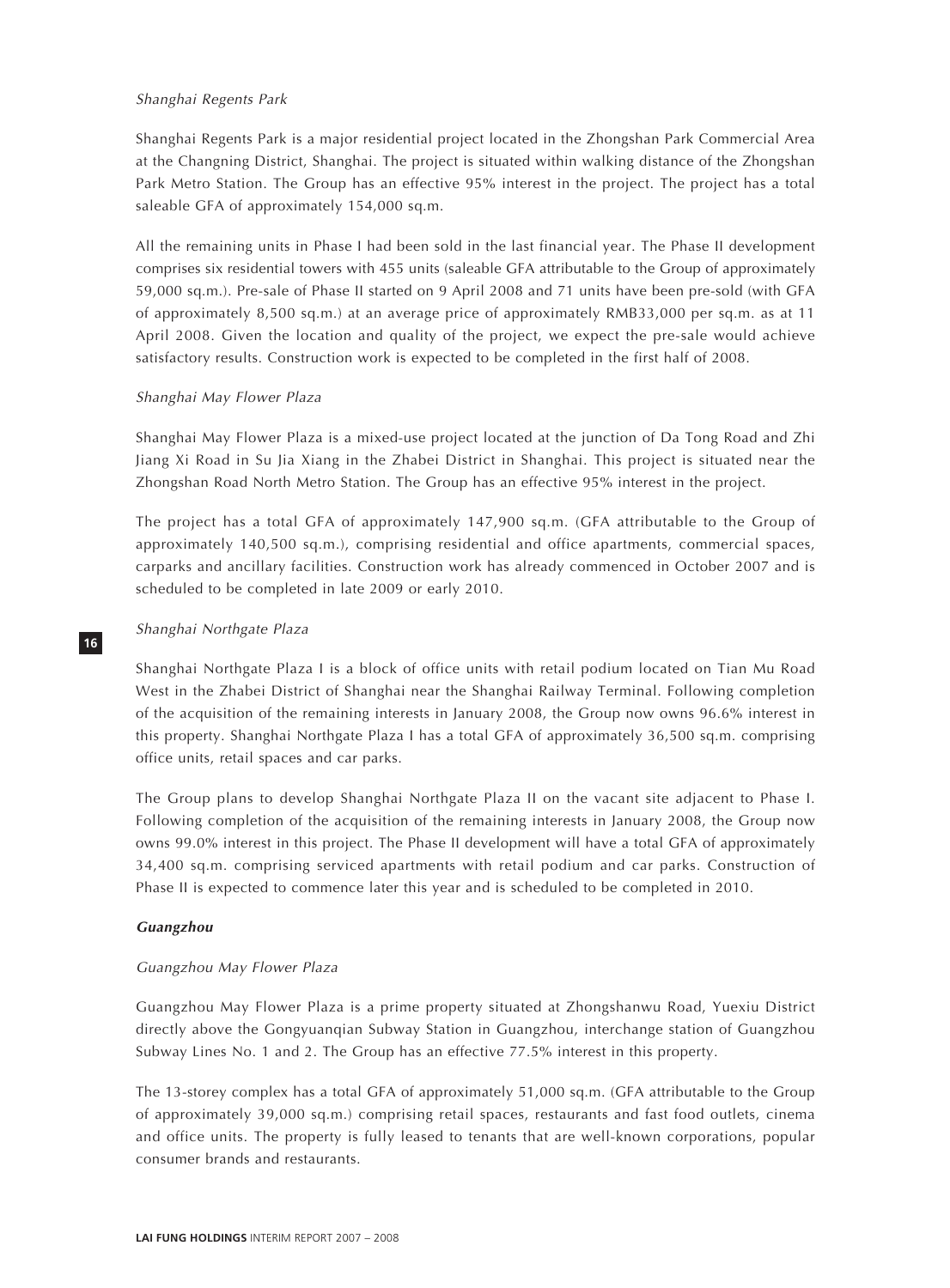*Shanghai Regents Park*

Shanghai Regents Park is a major residential project located in the Zhongshan Park Commercial Area at the Changning District, Shanghai. The project is situated within walking distance of the Zhongshan Park Metro Station. The Group has an effective 95% interest in the project. The project has a total saleable GFA of approximately 154,000 sq.m.

All the remaining units in Phase I had been sold in the last financial year. The Phase II development comprises six residential towers with 455 units (saleable GFA attributable to the Group of approximately 59,000 sq.m.). Pre-sale of Phase II started on 9 April 2008 and 71 units have been pre-sold (with GFA of approximately 8,500 sq.m.) at an average price of approximately RMB33,000 per sq.m. as at 11 April 2008. Given the location and quality of the project, we expect the pre-sale would achieve satisfactory results. Construction work is expected to be completed in the first half of 2008.

*Shanghai May Flower Plaza*

Shanghai May Flower Plaza is a mixed-use project located at the junction of Da Tong Road and Zhi Jiang Xi Road in Su Jia Xiang in the Zhabei District in Shanghai. This project is situated near the Zhongshan Road North Metro Station. The Group has an effective 95% interest in the project.

The project has a total GFA of approximately 147,900 sq.m. (GFA attributable to the Group of approximately 140,500 sq.m.), comprising residential and office apartments, commercial spaces, carparks and ancillary facilities. Construction work has already commenced in October 2007 and is scheduled to be completed in late 2009 or early 2010.

*Shanghai Northgate Plaza*

Shanghai Northgate Plaza I is a block of office units with retail podium located on Tian Mu Road West in the Zhabei District of Shanghai near the Shanghai Railway Terminal. Following completion of the acquisition of the remaining interests in January 2008, the Group now owns 96.6% interest in this property. Shanghai Northgate Plaza I has a total GFA of approximately 36,500 sq.m. comprising office units, retail spaces and car parks.

The Group plans to develop Shanghai Northgate Plaza II on the vacant site adjacent to Phase I. Following completion of the acquisition of the remaining interests in January 2008, the Group now owns 99.0% interest in this project. The Phase II development will have a total GFA of approximately 34,400 sq.m. comprising serviced apartments with retail podium and car parks. Construction of Phase II is expected to commence later this year and is scheduled to be completed in 2010.

***Guangzhou***

*Guangzhou May Flower Plaza*

Guangzhou May Flower Plaza is a prime property situated at Zhongshanwu Road, Yuexiu District directly above the Gongyuanqian Subway Station in Guangzhou, interchange station of Guangzhou Subway Lines No. 1 and 2. The Group has an effective 77.5% interest in this property.

The 13-storey complex has a total GFA of approximately 51,000 sq.m. (GFA attributable to the Group of approximately 39,000 sq.m.) comprising retail spaces, restaurants and fast food outlets, cinema and office units. The property is fully leased to tenants that are well-known corporations, popular consumer brands and restaurants.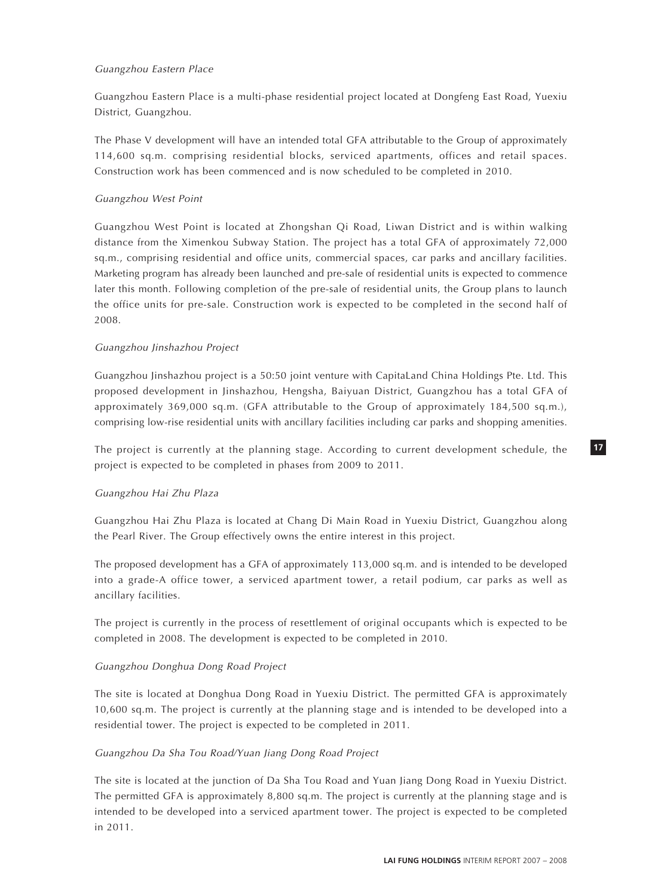*Guangzhou Eastern Place*

Guangzhou Eastern Place is a multi-phase residential project located at Dongfeng East Road, Yuexiu District, Guangzhou.

The Phase V development will have an intended total GFA attributable to the Group of approximately 114,600 sq.m. comprising residential blocks, serviced apartments, offices and retail spaces. Construction work has been commenced and is now scheduled to be completed in 2010.

*Guangzhou West Point*

Guangzhou West Point is located at Zhongshan Qi Road, Liwan District and is within walking distance from the Ximenkou Subway Station. The project has a total GFA of approximately 72,000 sq.m., comprising residential and office units, commercial spaces, car parks and ancillary facilities. Marketing program has already been launched and pre-sale of residential units is expected to commence later this month. Following completion of the pre-sale of residential units, the Group plans to launch the office units for pre-sale. Construction work is expected to be completed in the second half of 2008.

*Guangzhou Jinshazhou Project*

Guangzhou Jinshazhou project is a 50:50 joint venture with CapitaLand China Holdings Pte. Ltd. This proposed development in Jinshazhou, Hengsha, Baiyuan District, Guangzhou has a total GFA of approximately 369,000 sq.m. (GFA attributable to the Group of approximately 184,500 sq.m.), comprising low-rise residential units with ancillary facilities including car parks and shopping amenities.

The project is currently at the planning stage. According to current development schedule, the project is expected to be completed in phases from 2009 to 2011.

*Guangzhou Hai Zhu Plaza*

Guangzhou Hai Zhu Plaza is located at Chang Di Main Road in Yuexiu District, Guangzhou along the Pearl River. The Group effectively owns the entire interest in this project.

The proposed development has a GFA of approximately 113,000 sq.m. and is intended to be developed into a grade-A office tower, a serviced apartment tower, a retail podium, car parks as well as ancillary facilities.

The project is currently in the process of resettlement of original occupants which is expected to be completed in 2008. The development is expected to be completed in 2010.

*Guangzhou Donghua Dong Road Project*

The site is located at Donghua Dong Road in Yuexiu District. The permitted GFA is approximately 10,600 sq.m. The project is currently at the planning stage and is intended to be developed into a residential tower. The project is expected to be completed in 2011.

*Guangzhou Da Sha Tou Road/Yuan Jiang Dong Road Project*

The site is located at the junction of Da Sha Tou Road and Yuan Jiang Dong Road in Yuexiu District. The permitted GFA is approximately 8,800 sq.m. The project is currently at the planning stage and is intended to be developed into a serviced apartment tower. The project is expected to be completed in 2011.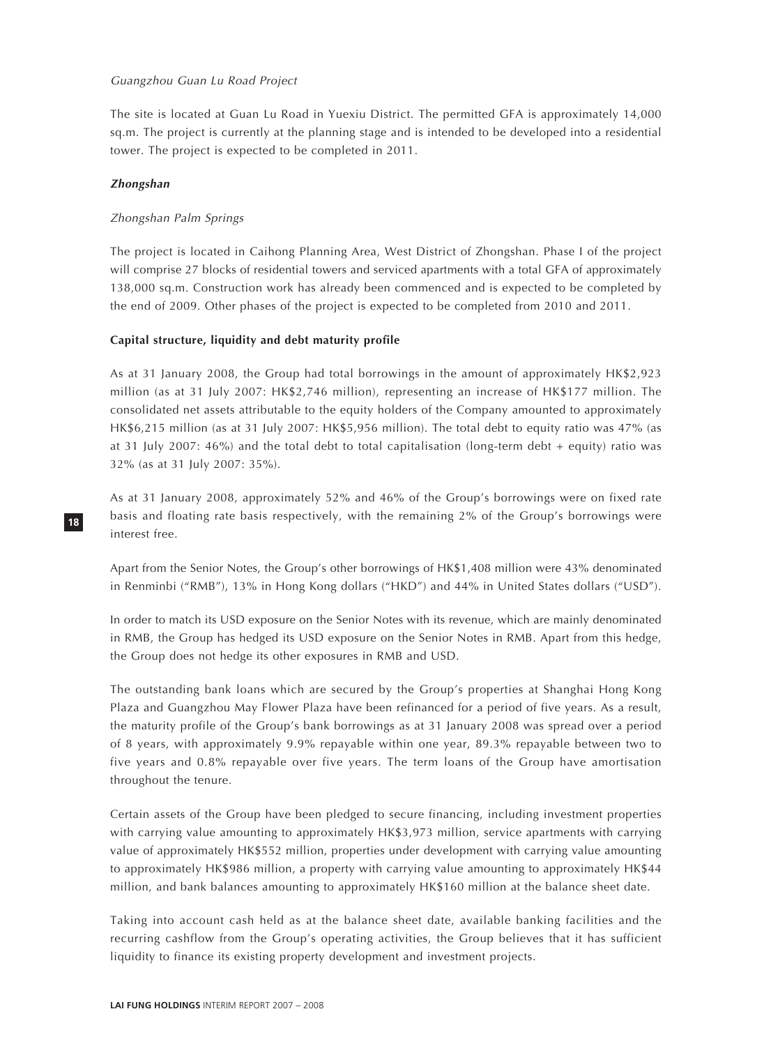*Guangzhou Guan Lu Road Project*

The site is located at Guan Lu Road in Yuexiu District. The permitted GFA is approximately 14,000 sq.m. The project is currently at the planning stage and is intended to be developed into a residential tower. The project is expected to be completed in 2011.

***Zhongshan***

*Zhongshan Palm Springs*

The project is located in Caihong Planning Area, West District of Zhongshan. Phase I of the project will comprise 27 blocks of residential towers and serviced apartments with a total GFA of approximately 138,000 sq.m. Construction work has already been commenced and is expected to be completed by the end of 2009. Other phases of the project is expected to be completed from 2010 and 2011.

**Capital structure, liquidity and debt maturity profile**

As at 31 January 2008, the Group had total borrowings in the amount of approximately HK$2,923 million (as at 31 July 2007: HK$2,746 million), representing an increase of HK$177 million. The consolidated net assets attributable to the equity holders of the Company amounted to approximately HK$6,215 million (as at 31 July 2007: HK$5,956 million). The total debt to equity ratio was 47% (as at 31 July 2007: 46%) and the total debt to total capitalisation (long-term debt + equity) ratio was 32% (as at 31 July 2007: 35%).

As at 31 January 2008, approximately 52% and 46% of the Group's borrowings were on fixed rate basis and floating rate basis respectively, with the remaining 2% of the Group's borrowings were interest free.

Apart from the Senior Notes, the Group's other borrowings of HK$1,408 million were 43% denominated in Renminbi ("RMB"), 13% in Hong Kong dollars ("HKD") and 44% in United States dollars ("USD").

In order to match its USD exposure on the Senior Notes with its revenue, which are mainly denominated in RMB, the Group has hedged its USD exposure on the Senior Notes in RMB. Apart from this hedge, the Group does not hedge its other exposures in RMB and USD.

The outstanding bank loans which are secured by the Group's properties at Shanghai Hong Kong Plaza and Guangzhou May Flower Plaza have been refinanced for a period of five years. As a result, the maturity profile of the Group's bank borrowings as at 31 January 2008 was spread over a period of 8 years, with approximately 9.9% repayable within one year, 89.3% repayable between two to five years and 0.8% repayable over five years. The term loans of the Group have amortisation throughout the tenure.

Certain assets of the Group have been pledged to secure financing, including investment properties with carrying value amounting to approximately HK$3,973 million, service apartments with carrying value of approximately HK$552 million, properties under development with carrying value amounting to approximately HK$986 million, a property with carrying value amounting to approximately HK$44 million, and bank balances amounting to approximately HK$160 million at the balance sheet date.

Taking into account cash held as at the balance sheet date, available banking facilities and the recurring cashflow from the Group's operating activities, the Group believes that it has sufficient liquidity to finance its existing property development and investment projects.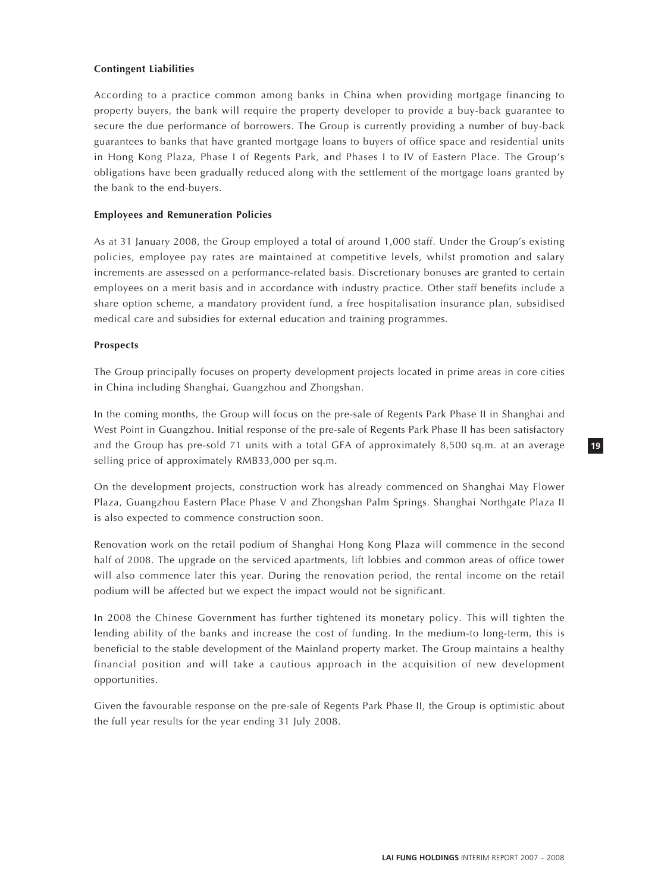**Contingent Liabilities**

According to a practice common among banks in China when providing mortgage financing to property buyers, the bank will require the property developer to provide a buy-back guarantee to secure the due performance of borrowers. The Group is currently providing a number of buy-back guarantees to banks that have granted mortgage loans to buyers of office space and residential units in Hong Kong Plaza, Phase I of Regents Park, and Phases I to IV of Eastern Place. The Group's obligations have been gradually reduced along with the settlement of the mortgage loans granted by the bank to the end-buyers.

**Employees and Remuneration Policies**

As at 31 January 2008, the Group employed a total of around 1,000 staff. Under the Group's existing policies, employee pay rates are maintained at competitive levels, whilst promotion and salary increments are assessed on a performance-related basis. Discretionary bonuses are granted to certain employees on a merit basis and in accordance with industry practice. Other staff benefits include a share option scheme, a mandatory provident fund, a free hospitalisation insurance plan, subsidised medical care and subsidies for external education and training programmes.

**Prospects**

The Group principally focuses on property development projects located in prime areas in core cities in China including Shanghai, Guangzhou and Zhongshan.

In the coming months, the Group will focus on the pre-sale of Regents Park Phase II in Shanghai and West Point in Guangzhou. Initial response of the pre-sale of Regents Park Phase II has been satisfactory and the Group has pre-sold 71 units with a total GFA of approximately 8,500 sq.m. at an average selling price of approximately RMB33,000 per sq.m.

On the development projects, construction work has already commenced on Shanghai May Flower Plaza, Guangzhou Eastern Place Phase V and Zhongshan Palm Springs. Shanghai Northgate Plaza II is also expected to commence construction soon.

Renovation work on the retail podium of Shanghai Hong Kong Plaza will commence in the second half of 2008. The upgrade on the serviced apartments, lift lobbies and common areas of office tower will also commence later this year. During the renovation period, the rental income on the retail podium will be affected but we expect the impact would not be significant.

In 2008 the Chinese Government has further tightened its monetary policy. This will tighten the lending ability of the banks and increase the cost of funding. In the medium-to long-term, this is beneficial to the stable development of the Mainland property market. The Group maintains a healthy financial position and will take a cautious approach in the acquisition of new development opportunities.

Given the favourable response on the pre-sale of Regents Park Phase II, the Group is optimistic about the full year results for the year ending 31 July 2008.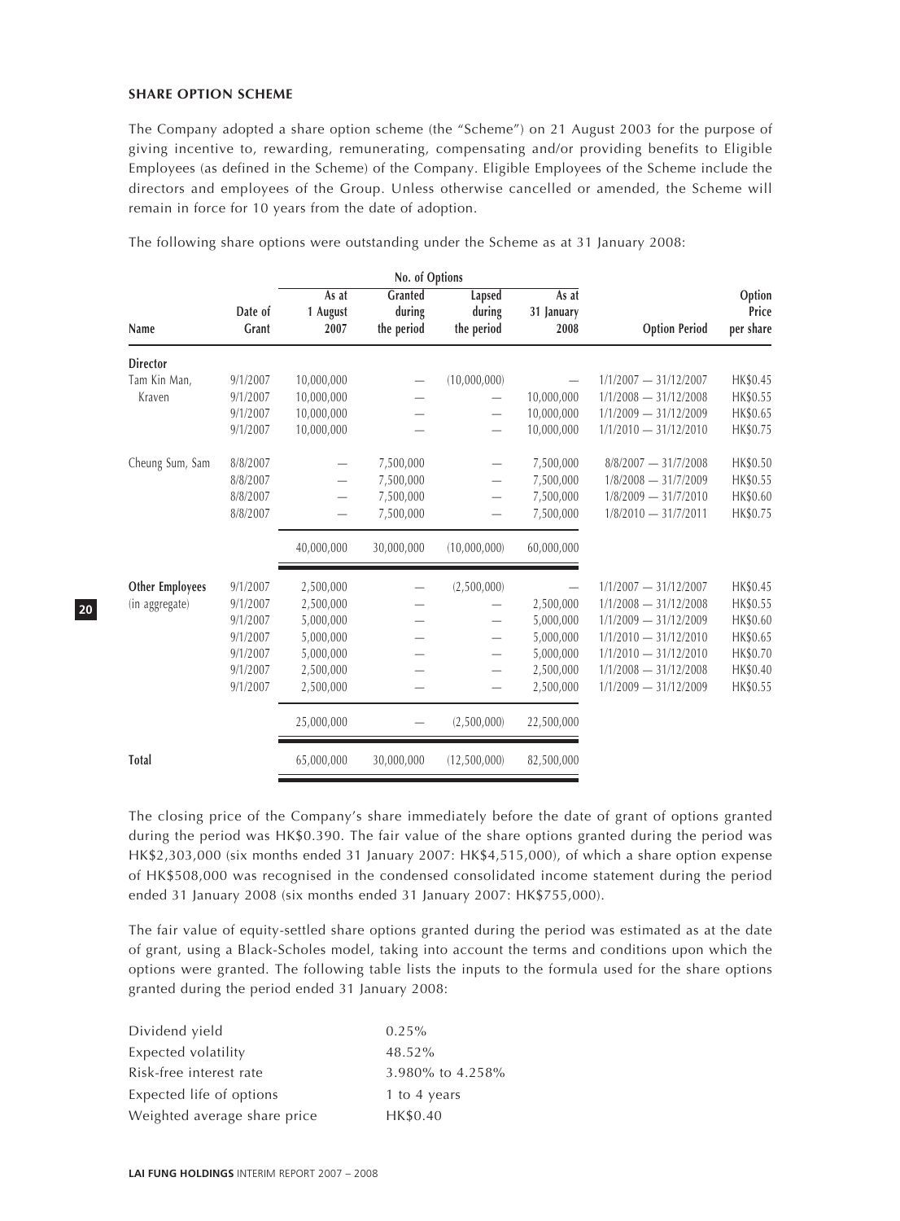**SHARE OPTION SCHEME**

The Company adopted a share option scheme (the "Scheme") on 21 August 2003 for the purpose of giving incentive to, rewarding, remunerating, compensating and/or providing benefits to Eligible Employees (as defined in the Scheme) of the Company. Eligible Employees of the Scheme include the directors and employees of the Group. Unless otherwise cancelled or amended, the Scheme will remain in force for 10 years from the date of adoption.

The following share options were outstanding under the Scheme as at 31 January 2008:

| | | No. of Options | | | | | |
|---|---|---|---|---|---|---|---|
| Name | Date of Grant | As at 1 August 2007 | Granted during the period | Lapsed during the period | As at 31 January 2008 | Option Period | Option Price per share |
| **Director** | | | | | | | |
| Tam Kin Man, | 9/1/2007 | 10,000,000 | — | (10,000,000) | — | 1/1/2007 — 31/12/2007 | HK$0.45 |
| Kraven | 9/1/2007 | 10,000,000 | — | — | 10,000,000 | 1/1/2008 — 31/12/2008 | HK$0.55 |
| | 9/1/2007 | 10,000,000 | — | — | 10,000,000 | 1/1/2009 — 31/12/2009 | HK$0.65 |
| | 9/1/2007 | 10,000,000 | — | — | 10,000,000 | 1/1/2010 — 31/12/2010 | HK$0.75 |
| Cheung Sum, Sam | 8/8/2007 | — | 7,500,000 | — | 7,500,000 | 8/8/2007 — 31/7/2008 | HK$0.50 |
| | 8/8/2007 | — | 7,500,000 | — | 7,500,000 | 1/8/2008 — 31/7/2009 | HK$0.55 |
| | 8/8/2007 | — | 7,500,000 | — | 7,500,000 | 1/8/2009 — 31/7/2010 | HK$0.60 |
| | 8/8/2007 | — | 7,500,000 | — | 7,500,000 | 1/8/2010 — 31/7/2011 | HK$0.75 |
| | | 40,000,000 | 30,000,000 | (10,000,000) | 60,000,000 | | |
| **Other Employees** | 9/1/2007 | 2,500,000 | — | (2,500,000) | — | 1/1/2007 — 31/12/2007 | HK$0.45 |
| (in aggregate) | 9/1/2007 | 2,500,000 | — | — | 2,500,000 | 1/1/2008 — 31/12/2008 | HK$0.55 |
| | 9/1/2007 | 5,000,000 | — | — | 5,000,000 | 1/1/2009 — 31/12/2009 | HK$0.60 |
| | 9/1/2007 | 5,000,000 | — | — | 5,000,000 | 1/1/2010 — 31/12/2010 | HK$0.65 |
| | 9/1/2007 | 5,000,000 | — | — | 5,000,000 | 1/1/2010 — 31/12/2010 | HK$0.70 |
| | 9/1/2007 | 2,500,000 | — | — | 2,500,000 | 1/1/2008 — 31/12/2008 | HK$0.40 |
| | 9/1/2007 | 2,500,000 | — | — | 2,500,000 | 1/1/2009 — 31/12/2009 | HK$0.55 |
| | | 25,000,000 | — | (2,500,000) | 22,500,000 | | |
| **Total** | | 65,000,000 | 30,000,000 | (12,500,000) | 82,500,000 | | |

The closing price of the Company's share immediately before the date of grant of options granted during the period was HK$0.390. The fair value of the share options granted during the period was HK$2,303,000 (six months ended 31 January 2007: HK$4,515,000), of which a share option expense of HK$508,000 was recognised in the condensed consolidated income statement during the period ended 31 January 2008 (six months ended 31 January 2007: HK$755,000).

The fair value of equity-settled share options granted during the period was estimated as at the date of grant, using a Black-Scholes model, taking into account the terms and conditions upon which the options were granted. The following table lists the inputs to the formula used for the share options granted during the period ended 31 January 2008:

| | |
|---|---|
| Dividend yield | 0.25% |
| Expected volatility | 48.52% |
| Risk-free interest rate | 3.980% to 4.258% |
| Expected life of options | 1 to 4 years |
| Weighted average share price | HK$0.40 |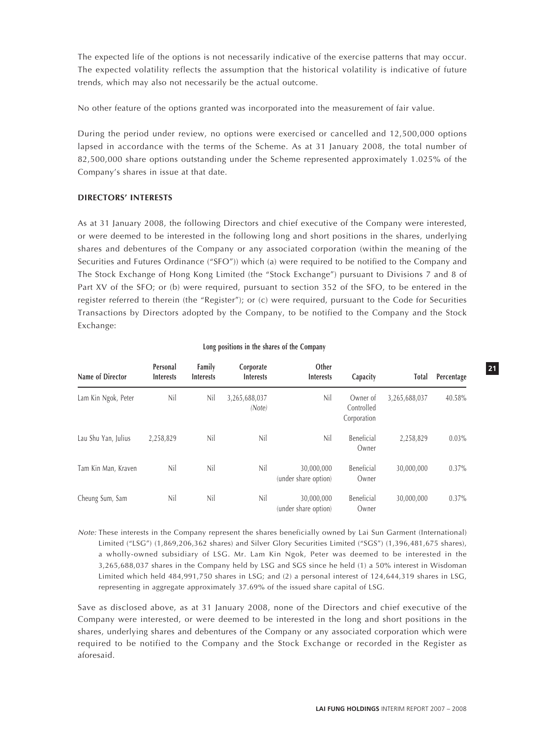The expected life of the options is not necessarily indicative of the exercise patterns that may occur. The expected volatility reflects the assumption that the historical volatility is indicative of future trends, which may also not necessarily be the actual outcome.

No other feature of the options granted was incorporated into the measurement of fair value.

During the period under review, no options were exercised or cancelled and 12,500,000 options lapsed in accordance with the terms of the Scheme. As at 31 January 2008, the total number of 82,500,000 share options outstanding under the Scheme represented approximately 1.025% of the Company's shares in issue at that date.

## DIRECTORS' INTERESTS

As at 31 January 2008, the following Directors and chief executive of the Company were interested, or were deemed to be interested in the following long and short positions in the shares, underlying shares and debentures of the Company or any associated corporation (within the meaning of the Securities and Futures Ordinance ("SFO")) which (a) were required to be notified to the Company and The Stock Exchange of Hong Kong Limited (the "Stock Exchange") pursuant to Divisions 7 and 8 of Part XV of the SFO; or (b) were required, pursuant to section 352 of the SFO, to be entered in the register referred to therein (the "Register"); or (c) were required, pursuant to the Code for Securities Transactions by Directors adopted by the Company, to be notified to the Company and the Stock Exchange:

**Long positions in the shares of the Company**

| Name of Director | Personal Interests | Family Interests | Corporate Interests | Other Interests | Capacity | Total | Percentage |
|---|---|---|---|---|---|---|---|
| Lam Kin Ngok, Peter | Nil | Nil | 3,265,688,037 *(Note)* | Nil | Owner of Controlled Corporation | 3,265,688,037 | 40.58% |
| Lau Shu Yan, Julius | 2,258,829 | Nil | Nil | Nil | Beneficial Owner | 2,258,829 | 0.03% |
| Tam Kin Man, Kraven | Nil | Nil | Nil | 30,000,000 (under share option) | Beneficial Owner | 30,000,000 | 0.37% |
| Cheung Sum, Sam | Nil | Nil | Nil | 30,000,000 (under share option) | Beneficial Owner | 30,000,000 | 0.37% |

*Note:* These interests in the Company represent the shares beneficially owned by Lai Sun Garment (International) Limited ("LSG") (1,869,206,362 shares) and Silver Glory Securities Limited ("SGS") (1,396,481,675 shares), a wholly-owned subsidiary of LSG. Mr. Lam Kin Ngok, Peter was deemed to be interested in the 3,265,688,037 shares in the Company held by LSG and SGS since he held (1) a 50% interest in Wisdoman Limited which held 484,991,750 shares in LSG; and (2) a personal interest of 124,644,319 shares in LSG, representing in aggregate approximately 37.69% of the issued share capital of LSG.

Save as disclosed above, as at 31 January 2008, none of the Directors and chief executive of the Company were interested, or were deemed to be interested in the long and short positions in the shares, underlying shares and debentures of the Company or any associated corporation which were required to be notified to the Company and the Stock Exchange or recorded in the Register as aforesaid.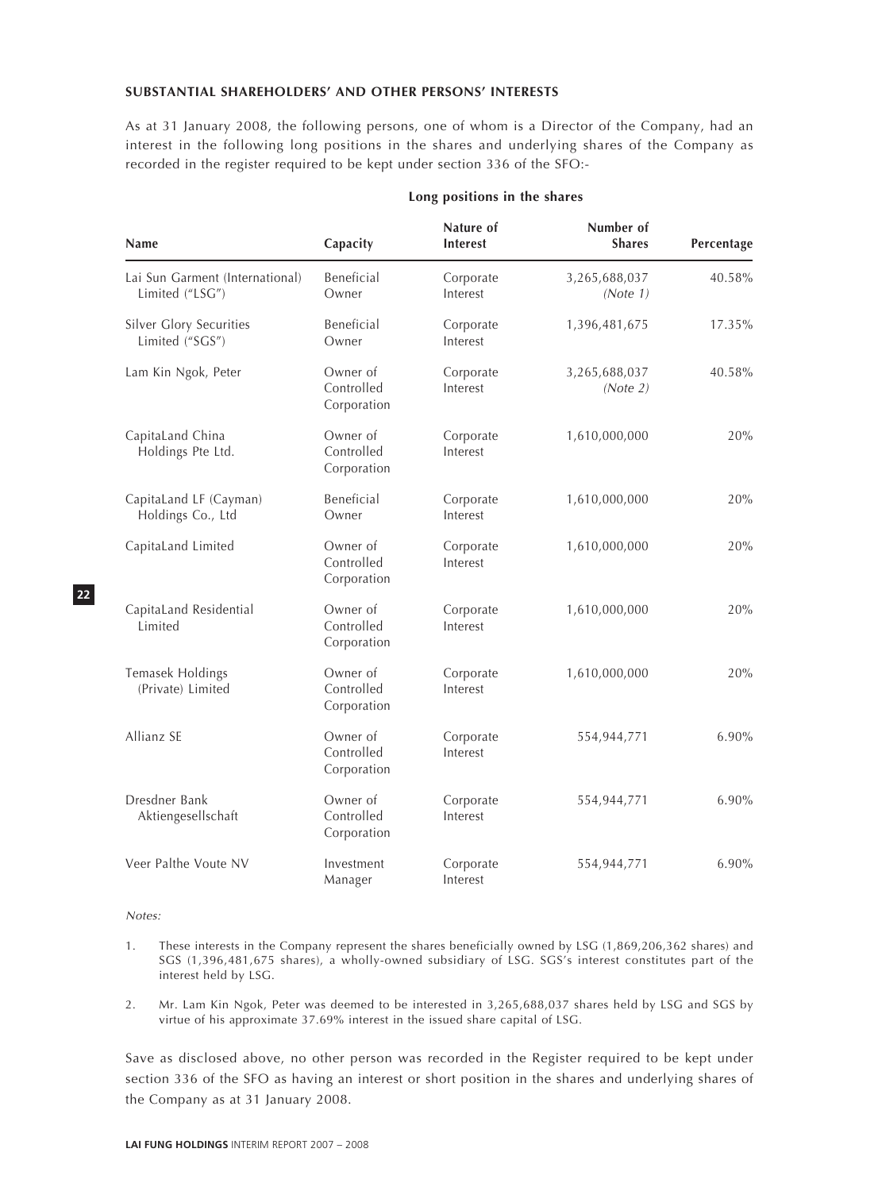**SUBSTANTIAL SHAREHOLDERS' AND OTHER PERSONS' INTERESTS**

As at 31 January 2008, the following persons, one of whom is a Director of the Company, had an interest in the following long positions in the shares and underlying shares of the Company as recorded in the register required to be kept under section 336 of the SFO:-

**Long positions in the shares**

| Name | Capacity | Nature of Interest | Number of Shares | Percentage |
|---|---|---|---|---|
| Lai Sun Garment (International) Limited ("LSG") | Beneficial Owner | Corporate Interest | 3,265,688,037 *(Note 1)* | 40.58% |
| Silver Glory Securities Limited ("SGS") | Beneficial Owner | Corporate Interest | 1,396,481,675 | 17.35% |
| Lam Kin Ngok, Peter | Owner of Controlled Corporation | Corporate Interest | 3,265,688,037 *(Note 2)* | 40.58% |
| CapitaLand China Holdings Pte Ltd. | Owner of Controlled Corporation | Corporate Interest | 1,610,000,000 | 20% |
| CapitaLand LF (Cayman) Holdings Co., Ltd | Beneficial Owner | Corporate Interest | 1,610,000,000 | 20% |
| CapitaLand Limited | Owner of Controlled Corporation | Corporate Interest | 1,610,000,000 | 20% |
| CapitaLand Residential Limited | Owner of Controlled Corporation | Corporate Interest | 1,610,000,000 | 20% |
| Temasek Holdings (Private) Limited | Owner of Controlled Corporation | Corporate Interest | 1,610,000,000 | 20% |
| Allianz SE | Owner of Controlled Corporation | Corporate Interest | 554,944,771 | 6.90% |
| Dresdner Bank Aktiengesellschaft | Owner of Controlled Corporation | Corporate Interest | 554,944,771 | 6.90% |
| Veer Palthe Voute NV | Investment Manager | Corporate Interest | 554,944,771 | 6.90% |

*Notes:*

1. These interests in the Company represent the shares beneficially owned by LSG (1,869,206,362 shares) and SGS (1,396,481,675 shares), a wholly-owned subsidiary of LSG. SGS's interest constitutes part of the interest held by LSG.

2. Mr. Lam Kin Ngok, Peter was deemed to be interested in 3,265,688,037 shares held by LSG and SGS by virtue of his approximate 37.69% interest in the issued share capital of LSG.

Save as disclosed above, no other person was recorded in the Register required to be kept under section 336 of the SFO as having an interest or short position in the shares and underlying shares of the Company as at 31 January 2008.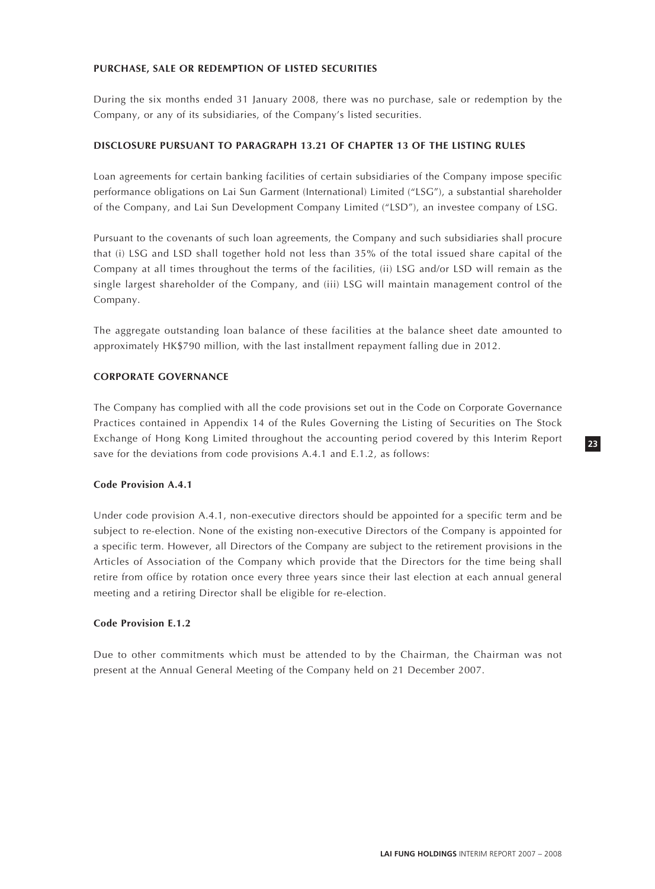## PURCHASE, SALE OR REDEMPTION OF LISTED SECURITIES

During the six months ended 31 January 2008, there was no purchase, sale or redemption by the Company, or any of its subsidiaries, of the Company's listed securities.

## DISCLOSURE PURSUANT TO PARAGRAPH 13.21 OF CHAPTER 13 OF THE LISTING RULES

Loan agreements for certain banking facilities of certain subsidiaries of the Company impose specific performance obligations on Lai Sun Garment (International) Limited ("LSG"), a substantial shareholder of the Company, and Lai Sun Development Company Limited ("LSD"), an investee company of LSG.

Pursuant to the covenants of such loan agreements, the Company and such subsidiaries shall procure that (i) LSG and LSD shall together hold not less than 35% of the total issued share capital of the Company at all times throughout the terms of the facilities, (ii) LSG and/or LSD will remain as the single largest shareholder of the Company, and (iii) LSG will maintain management control of the Company.

The aggregate outstanding loan balance of these facilities at the balance sheet date amounted to approximately HK$790 million, with the last installment repayment falling due in 2012.

## CORPORATE GOVERNANCE

The Company has complied with all the code provisions set out in the Code on Corporate Governance Practices contained in Appendix 14 of the Rules Governing the Listing of Securities on The Stock Exchange of Hong Kong Limited throughout the accounting period covered by this Interim Report save for the deviations from code provisions A.4.1 and E.1.2, as follows:

### Code Provision A.4.1

Under code provision A.4.1, non-executive directors should be appointed for a specific term and be subject to re-election. None of the existing non-executive Directors of the Company is appointed for a specific term. However, all Directors of the Company are subject to the retirement provisions in the Articles of Association of the Company which provide that the Directors for the time being shall retire from office by rotation once every three years since their last election at each annual general meeting and a retiring Director shall be eligible for re-election.

### Code Provision E.1.2

Due to other commitments which must be attended to by the Chairman, the Chairman was not present at the Annual General Meeting of the Company held on 21 December 2007.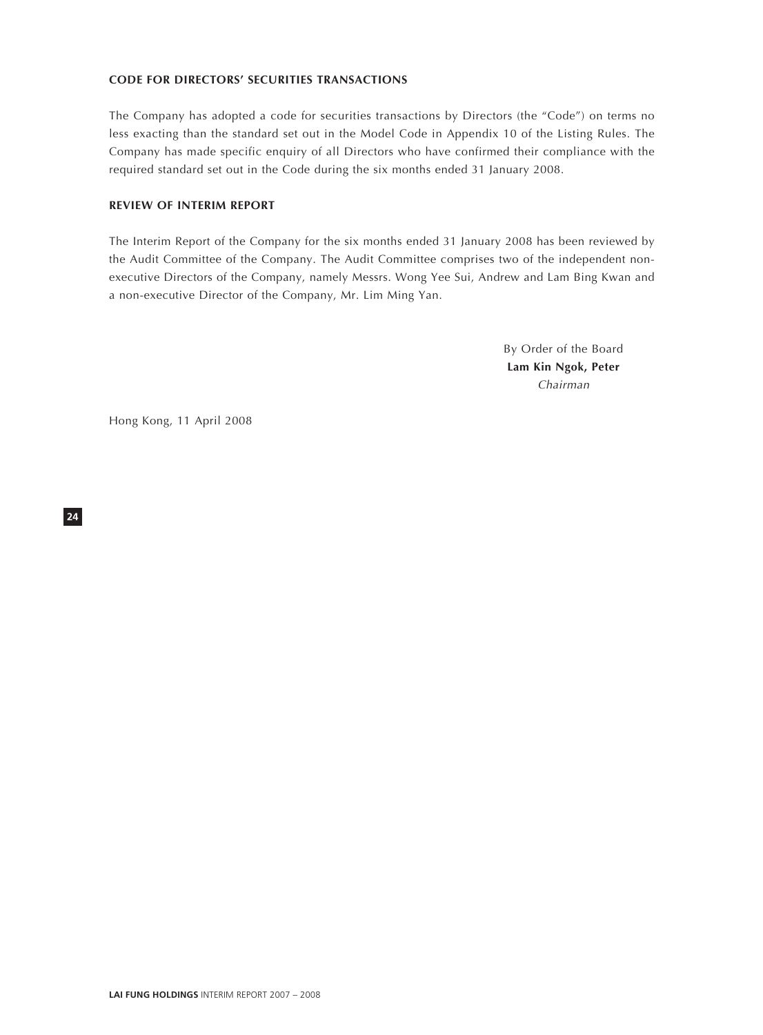## CODE FOR DIRECTORS' SECURITIES TRANSACTIONS

The Company has adopted a code for securities transactions by Directors (the "Code") on terms no less exacting than the standard set out in the Model Code in Appendix 10 of the Listing Rules. The Company has made specific enquiry of all Directors who have confirmed their compliance with the required standard set out in the Code during the six months ended 31 January 2008.

## REVIEW OF INTERIM REPORT

The Interim Report of the Company for the six months ended 31 January 2008 has been reviewed by the Audit Committee of the Company. The Audit Committee comprises two of the independent non-executive Directors of the Company, namely Messrs. Wong Yee Sui, Andrew and Lam Bing Kwan and a non-executive Director of the Company, Mr. Lim Ming Yan.

By Order of the Board
**Lam Kin Ngok, Peter**
*Chairman*

Hong Kong, 11 April 2008